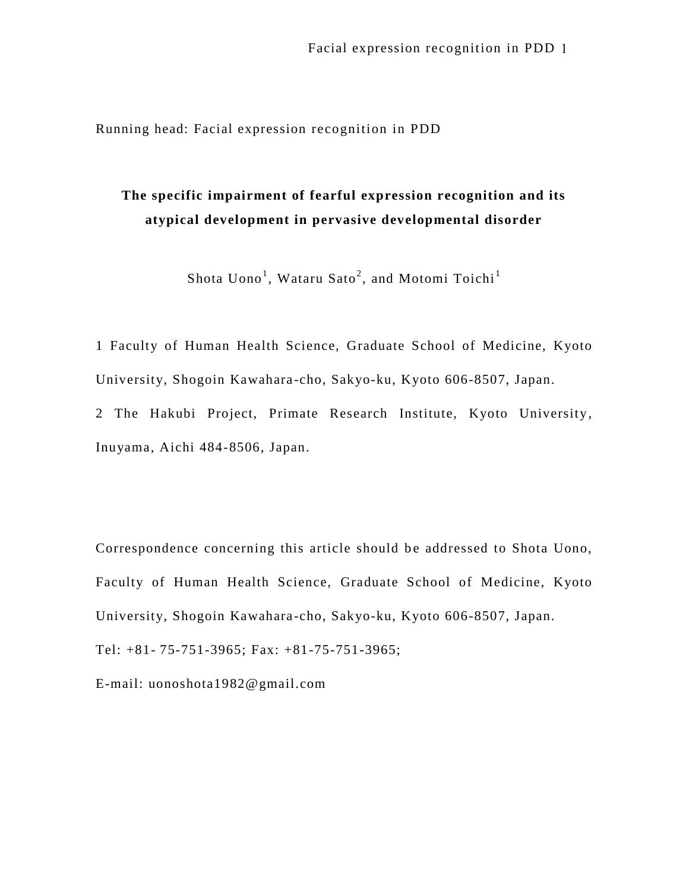Running head: Facial expression recognition in PDD

# The specific impairment of fearful expression recognition and its atypical development in pervasive developmental disorder

Shota Uono[1], Wataru Sato[2], and Motomi Toichi[1]

1 Faculty of Human Health Science, Graduate School of Medicine, Kyoto University, Shogoin Kawahara-cho, Sakyo-ku, Kyoto 606-8507, Japan.

2 The Hakubi Project, Primate Research Institute, Kyoto University, Inuyama, Aichi 484-8506, Japan.

Correspondence concerning this article should be addressed to Shota Uono, Faculty of Human Health Science, Graduate School of Medicine, Kyoto University, Shogoin Kawahara-cho, Sakyo-ku, Kyoto 606-8507, Japan.

Tel: +81- 75-751-3965; Fax: +81-75-751-3965;

E-mail: uonoshota1982@gmail.com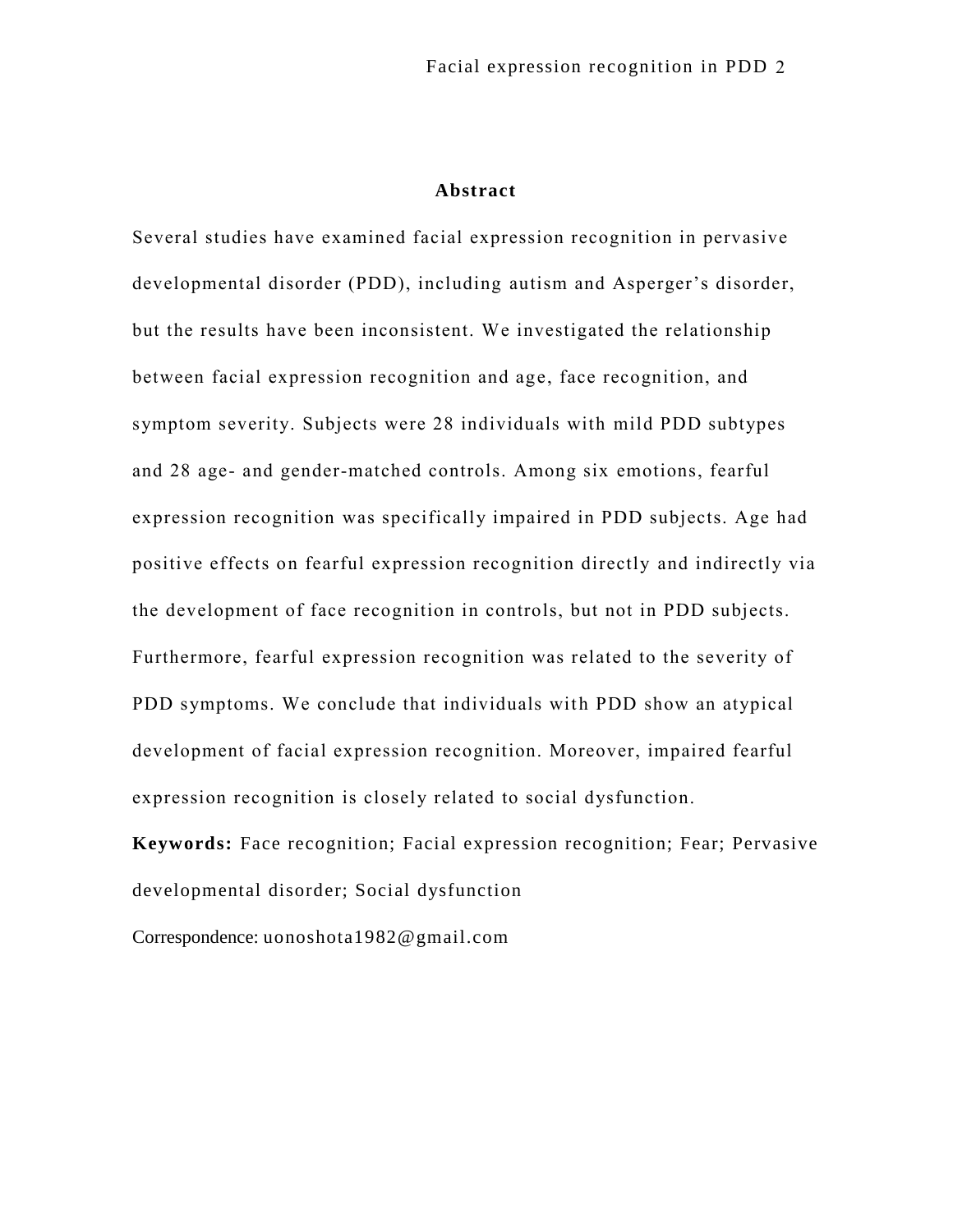## Abstract

Several studies have examined facial expression recognition in pervasive developmental disorder (PDD), including autism and Asperger's disorder, but the results have been inconsistent. We investigated the relationship between facial expression recognition and age, face recognition, and symptom severity. Subjects were 28 individuals with mild PDD subtypes and 28 age- and gender-matched controls. Among six emotions, fearful expression recognition was specifically impaired in PDD subjects. Age had positive effects on fearful expression recognition directly and indirectly via the development of face recognition in controls, but not in PDD subjects. Furthermore, fearful expression recognition was related to the severity of PDD symptoms. We conclude that individuals with PDD show an atypical development of facial expression recognition. Moreover, impaired fearful expression recognition is closely related to social dysfunction.

**Keywords:** Face recognition; Facial expression recognition; Fear; Pervasive developmental disorder; Social dysfunction

Correspondence: uonoshota1982@gmail.com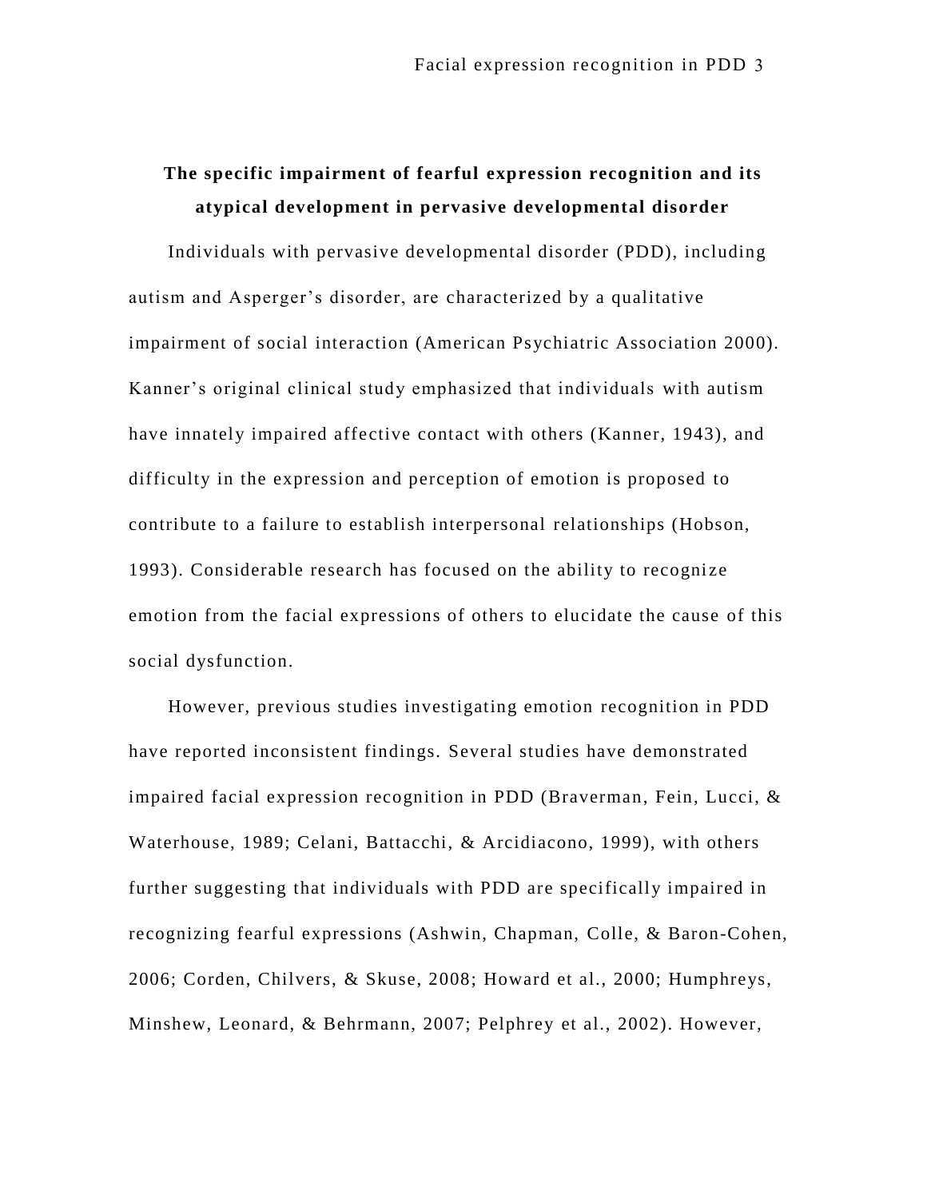# The specific impairment of fearful expression recognition and its atypical development in pervasive developmental disorder

Individuals with pervasive developmental disorder (PDD), including autism and Asperger's disorder, are characterized by a qualitative impairment of social interaction (American Psychiatric Association 2000). Kanner's original clinical study emphasized that individuals with autism have innately impaired affective contact with others (Kanner, 1943), and difficulty in the expression and perception of emotion is proposed to contribute to a failure to establish interpersonal relationships (Hobson, 1993). Considerable research has focused on the ability to recognize emotion from the facial expressions of others to elucidate the cause of this social dysfunction.

However, previous studies investigating emotion recognition in PDD have reported inconsistent findings. Several studies have demonstrated impaired facial expression recognition in PDD (Braverman, Fein, Lucci, & Waterhouse, 1989; Celani, Battacchi, & Arcidiacono, 1999), with others further suggesting that individuals with PDD are specifically impaired in recognizing fearful expressions (Ashwin, Chapman, Colle, & Baron-Cohen, 2006; Corden, Chilvers, & Skuse, 2008; Howard et al., 2000; Humphreys, Minshew, Leonard, & Behrmann, 2007; Pelphrey et al., 2002). However,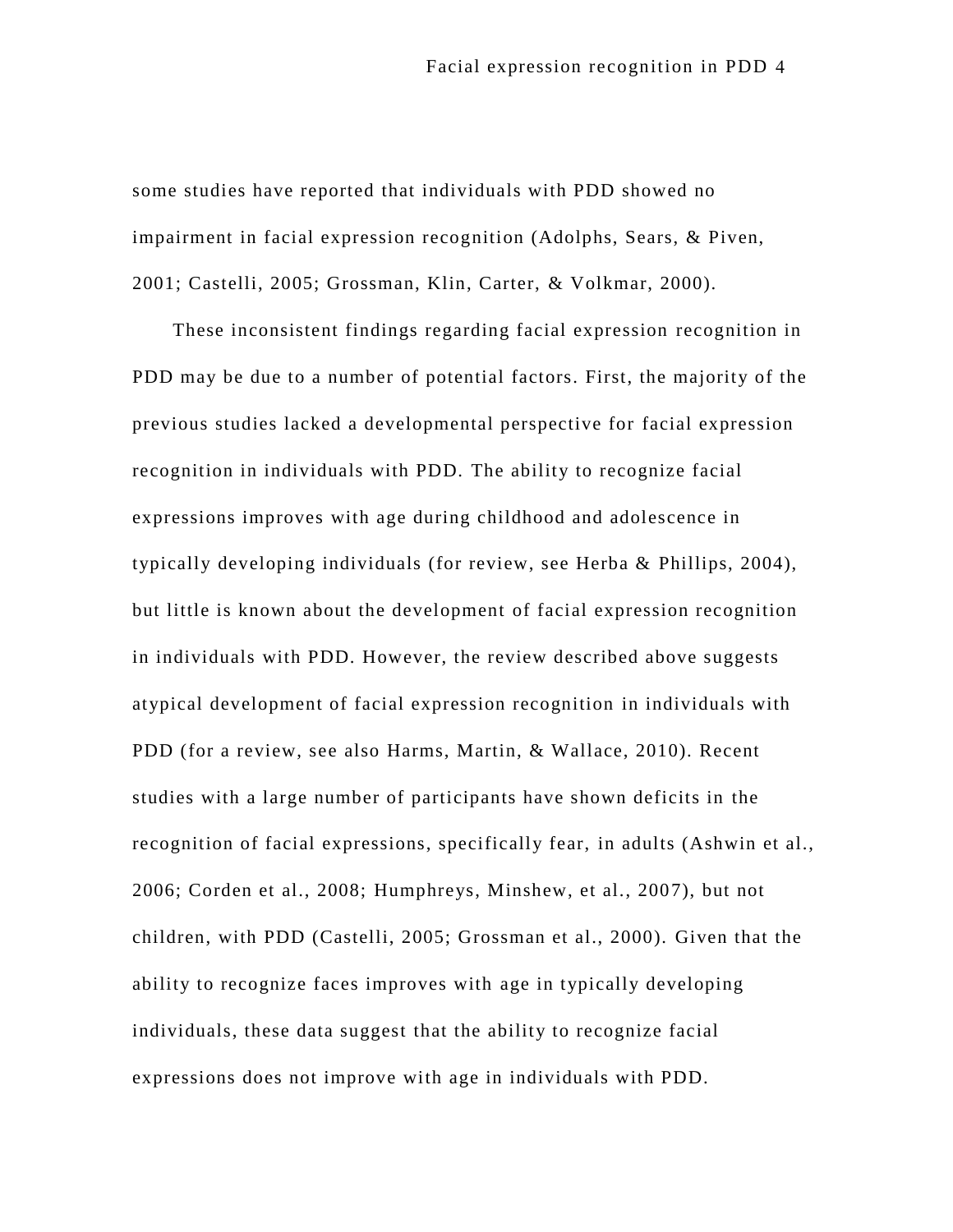some studies have reported that individuals with PDD showed no impairment in facial expression recognition (Adolphs, Sears, & Piven, 2001; Castelli, 2005; Grossman, Klin, Carter, & Volkmar, 2000).

These inconsistent findings regarding facial expression recognition in PDD may be due to a number of potential factors. First, the majority of the previous studies lacked a developmental perspective for facial expression recognition in individuals with PDD. The ability to recognize facial expressions improves with age during childhood and adolescence in typically developing individuals (for review, see Herba & Phillips, 2004), but little is known about the development of facial expression recognition in individuals with PDD. However, the review described above suggests atypical development of facial expression recognition in individuals with PDD (for a review, see also Harms, Martin, & Wallace, 2010). Recent studies with a large number of participants have shown deficits in the recognition of facial expressions, specifically fear, in adults (Ashwin et al., 2006; Corden et al., 2008; Humphreys, Minshew, et al., 2007), but not children, with PDD (Castelli, 2005; Grossman et al., 2000). Given that the ability to recognize faces improves with age in typically developing individuals, these data suggest that the ability to recognize facial expressions does not improve with age in individuals with PDD.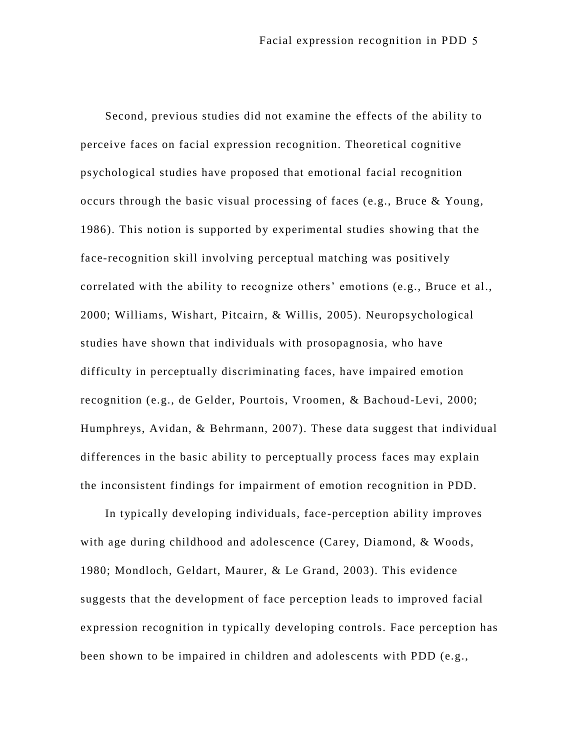Second, previous studies did not examine the effects of the ability to perceive faces on facial expression recognition. Theoretical cognitive psychological studies have proposed that emotional facial recognition occurs through the basic visual processing of faces (e.g., Bruce & Young, 1986). This notion is supported by experimental studies showing that the face-recognition skill involving perceptual matching was positively correlated with the ability to recognize others' emotions (e.g., Bruce et al., 2000; Williams, Wishart, Pitcairn, & Willis, 2005). Neuropsychological studies have shown that individuals with prosopagnosia, who have difficulty in perceptually discriminating faces, have impaired emotion recognition (e.g., de Gelder, Pourtois, Vroomen, & Bachoud-Levi, 2000; Humphreys, Avidan, & Behrmann, 2007). These data suggest that individual differences in the basic ability to perceptually process faces may explain the inconsistent findings for impairment of emotion recognition in PDD.

In typically developing individuals, face-perception ability improves with age during childhood and adolescence (Carey, Diamond, & Woods, 1980; Mondloch, Geldart, Maurer, & Le Grand, 2003). This evidence suggests that the development of face perception leads to improved facial expression recognition in typically developing controls. Face perception has been shown to be impaired in children and adolescents with PDD (e.g.,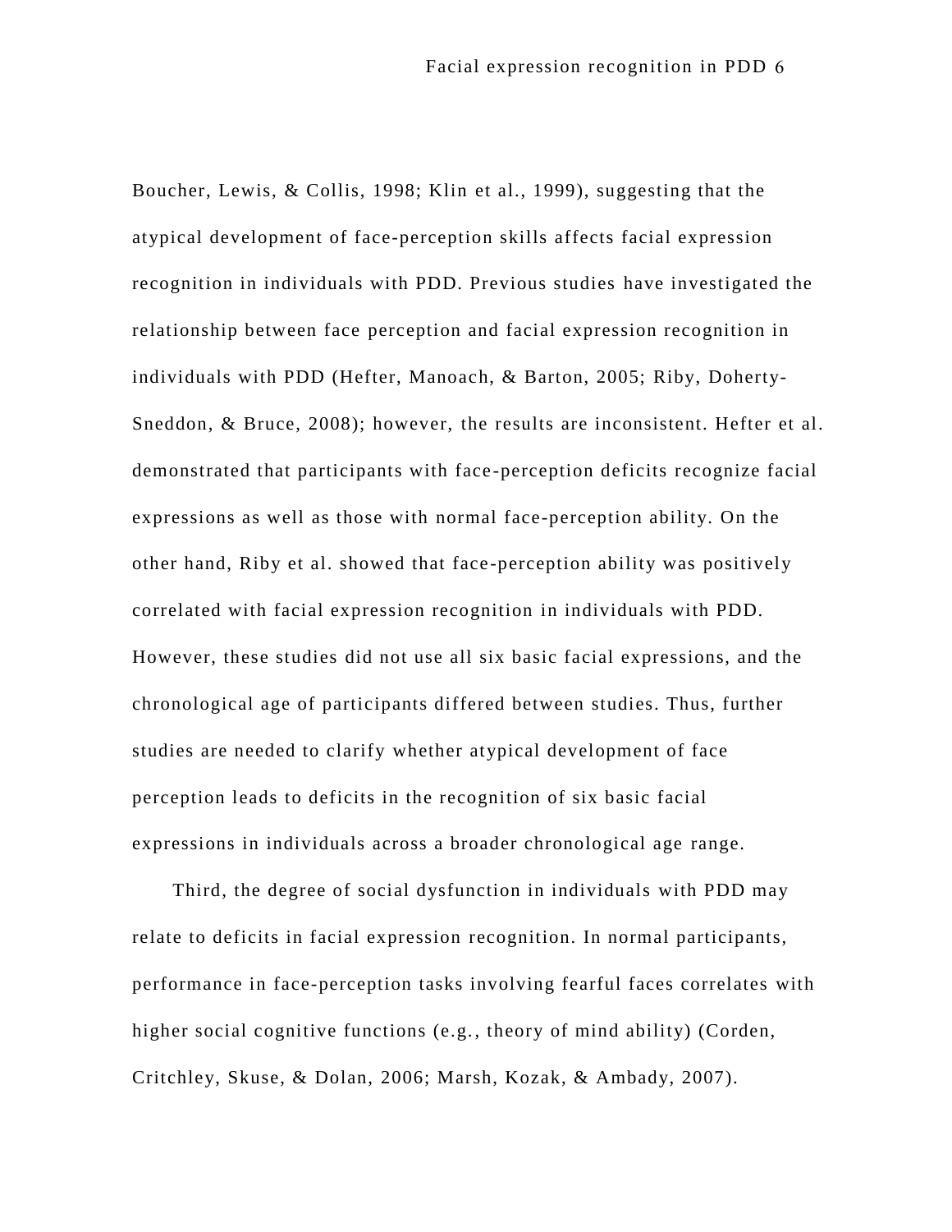Boucher, Lewis, & Collis, 1998; Klin et al., 1999), suggesting that the atypical development of face-perception skills affects facial expression recognition in individuals with PDD. Previous studies have investigated the relationship between face perception and facial expression recognition in individuals with PDD (Hefter, Manoach, & Barton, 2005; Riby, Doherty-Sneddon, & Bruce, 2008); however, the results are inconsistent. Hefter et al. demonstrated that participants with face-perception deficits recognize facial expressions as well as those with normal face-perception ability. On the other hand, Riby et al. showed that face-perception ability was positively correlated with facial expression recognition in individuals with PDD. However, these studies did not use all six basic facial expressions, and the chronological age of participants differed between studies. Thus, further studies are needed to clarify whether atypical development of face perception leads to deficits in the recognition of six basic facial expressions in individuals across a broader chronological age range.

Third, the degree of social dysfunction in individuals with PDD may relate to deficits in facial expression recognition. In normal participants, performance in face-perception tasks involving fearful faces correlates with higher social cognitive functions (e.g., theory of mind ability) (Corden, Critchley, Skuse, & Dolan, 2006; Marsh, Kozak, & Ambady, 2007).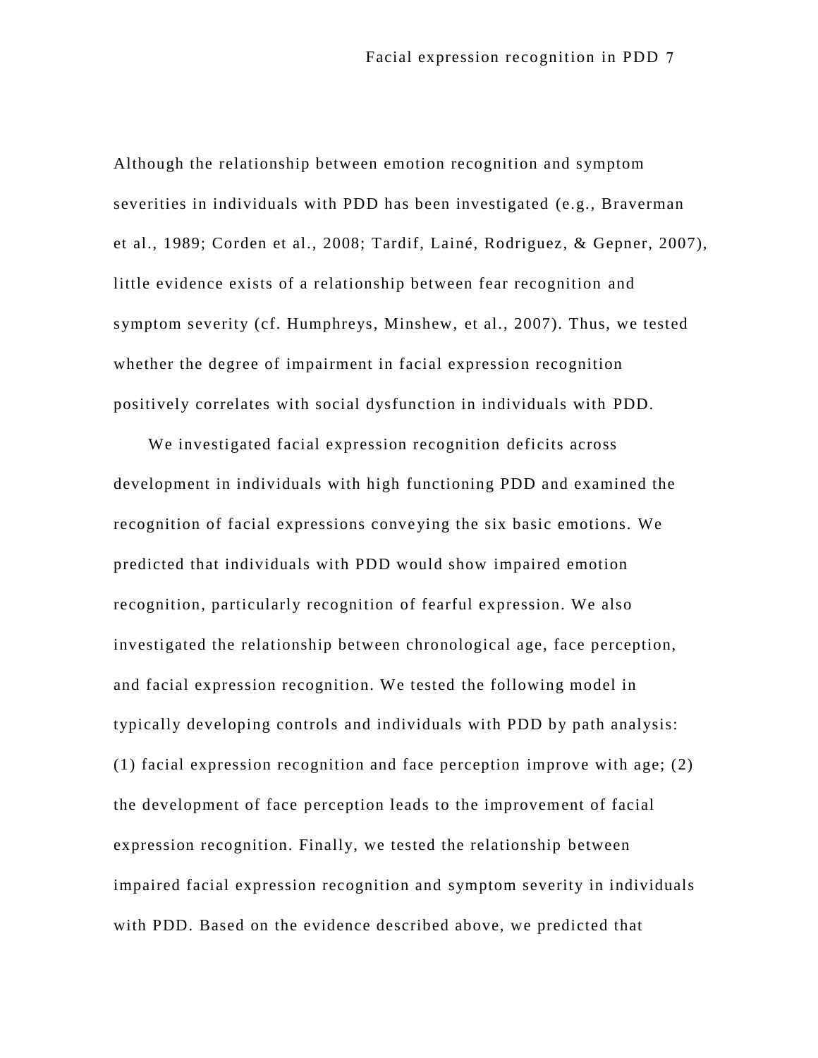Although the relationship between emotion recognition and symptom severities in individuals with PDD has been investigated (e.g., Braverman et al., 1989; Corden et al., 2008; Tardif, Lainé, Rodriguez, & Gepner, 2007), little evidence exists of a relationship between fear recognition and symptom severity (cf. Humphreys, Minshew, et al., 2007). Thus, we tested whether the degree of impairment in facial expression recognition positively correlates with social dysfunction in individuals with PDD.

We investigated facial expression recognition deficits across development in individuals with high functioning PDD and examined the recognition of facial expressions conveying the six basic emotions. We predicted that individuals with PDD would show impaired emotion recognition, particularly recognition of fearful expression. We also investigated the relationship between chronological age, face perception, and facial expression recognition. We tested the following model in typically developing controls and individuals with PDD by path analysis: (1) facial expression recognition and face perception improve with age; (2) the development of face perception leads to the improvement of facial expression recognition. Finally, we tested the relationship between impaired facial expression recognition and symptom severity in individuals with PDD. Based on the evidence described above, we predicted that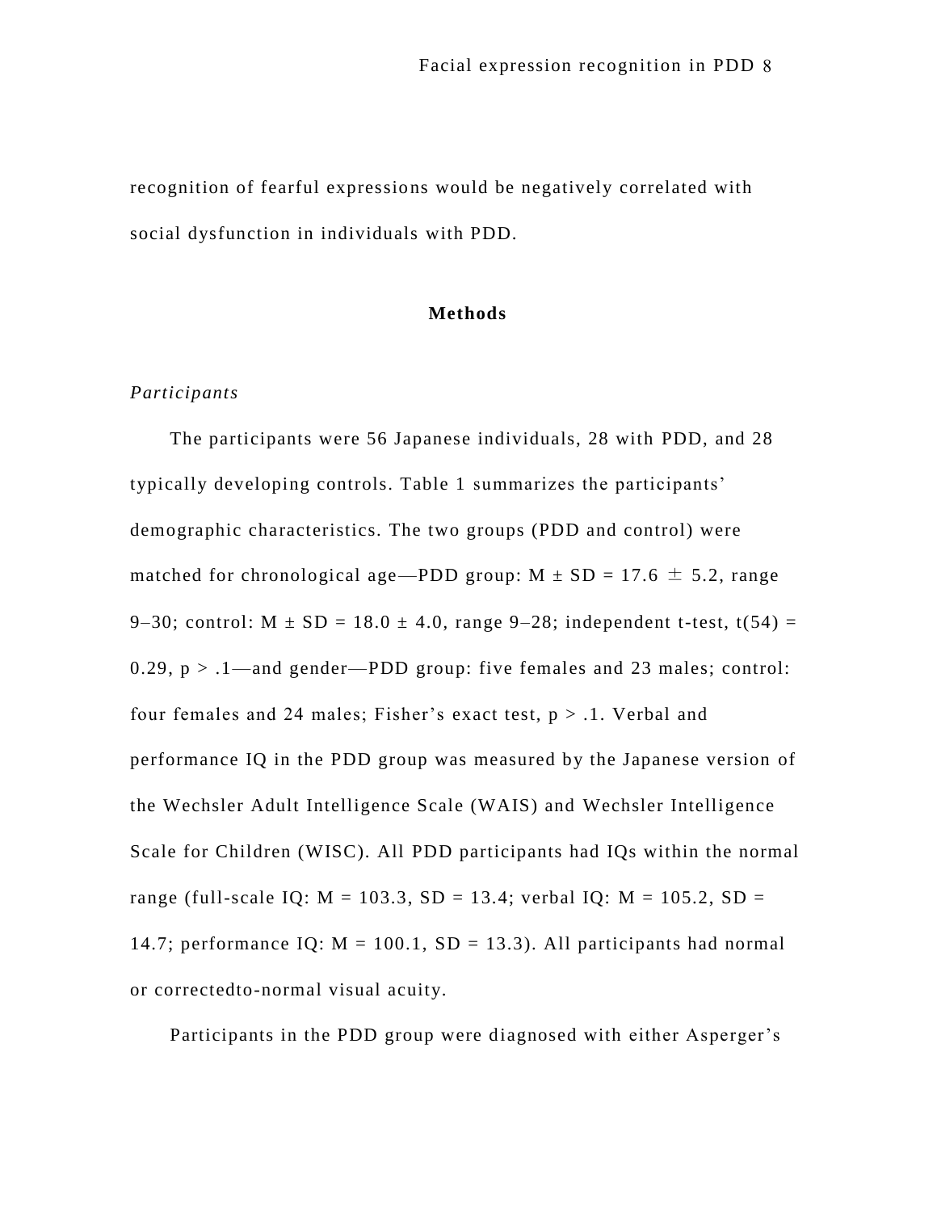recognition of fearful expressions would be negatively correlated with social dysfunction in individuals with PDD.

## Methods

### *Participants*

The participants were 56 Japanese individuals, 28 with PDD, and 28 typically developing controls. Table 1 summarizes the participants' demographic characteristics. The two groups (PDD and control) were matched for chronological age—PDD group: $M \pm SD = 17.6 \pm 5.2$, range 9–30; control: $M \pm SD = 18.0 \pm 4.0$, range 9–28; independent t-test, $t(54) = 0.29$, $p > .1$—and gender—PDD group: five females and 23 males; control: four females and 24 males; Fisher's exact test, $p > .1$. Verbal and performance IQ in the PDD group was measured by the Japanese version of the Wechsler Adult Intelligence Scale (WAIS) and Wechsler Intelligence Scale for Children (WISC). All PDD participants had IQs within the normal range (full-scale IQ: $M = 103.3$, $SD = 13.4$; verbal IQ: $M = 105.2$, $SD = 14.7$; performance IQ: $M = 100.1$, $SD = 13.3$). All participants had normal or correctedto-normal visual acuity.

Participants in the PDD group were diagnosed with either Asperger's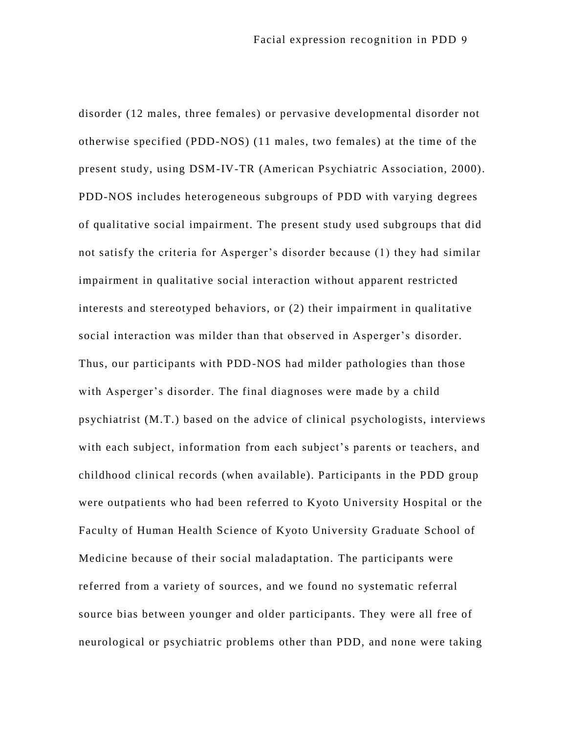disorder (12 males, three females) or pervasive developmental disorder not otherwise specified (PDD-NOS) (11 males, two females) at the time of the present study, using DSM-IV-TR (American Psychiatric Association, 2000). PDD-NOS includes heterogeneous subgroups of PDD with varying degrees of qualitative social impairment. The present study used subgroups that did not satisfy the criteria for Asperger's disorder because (1) they had similar impairment in qualitative social interaction without apparent restricted interests and stereotyped behaviors, or (2) their impairment in qualitative social interaction was milder than that observed in Asperger's disorder. Thus, our participants with PDD-NOS had milder pathologies than those with Asperger's disorder. The final diagnoses were made by a child psychiatrist (M.T.) based on the advice of clinical psychologists, interviews with each subject, information from each subject's parents or teachers, and childhood clinical records (when available). Participants in the PDD group were outpatients who had been referred to Kyoto University Hospital or the Faculty of Human Health Science of Kyoto University Graduate School of Medicine because of their social maladaptation. The participants were referred from a variety of sources, and we found no systematic referral source bias between younger and older participants. They were all free of neurological or psychiatric problems other than PDD, and none were taking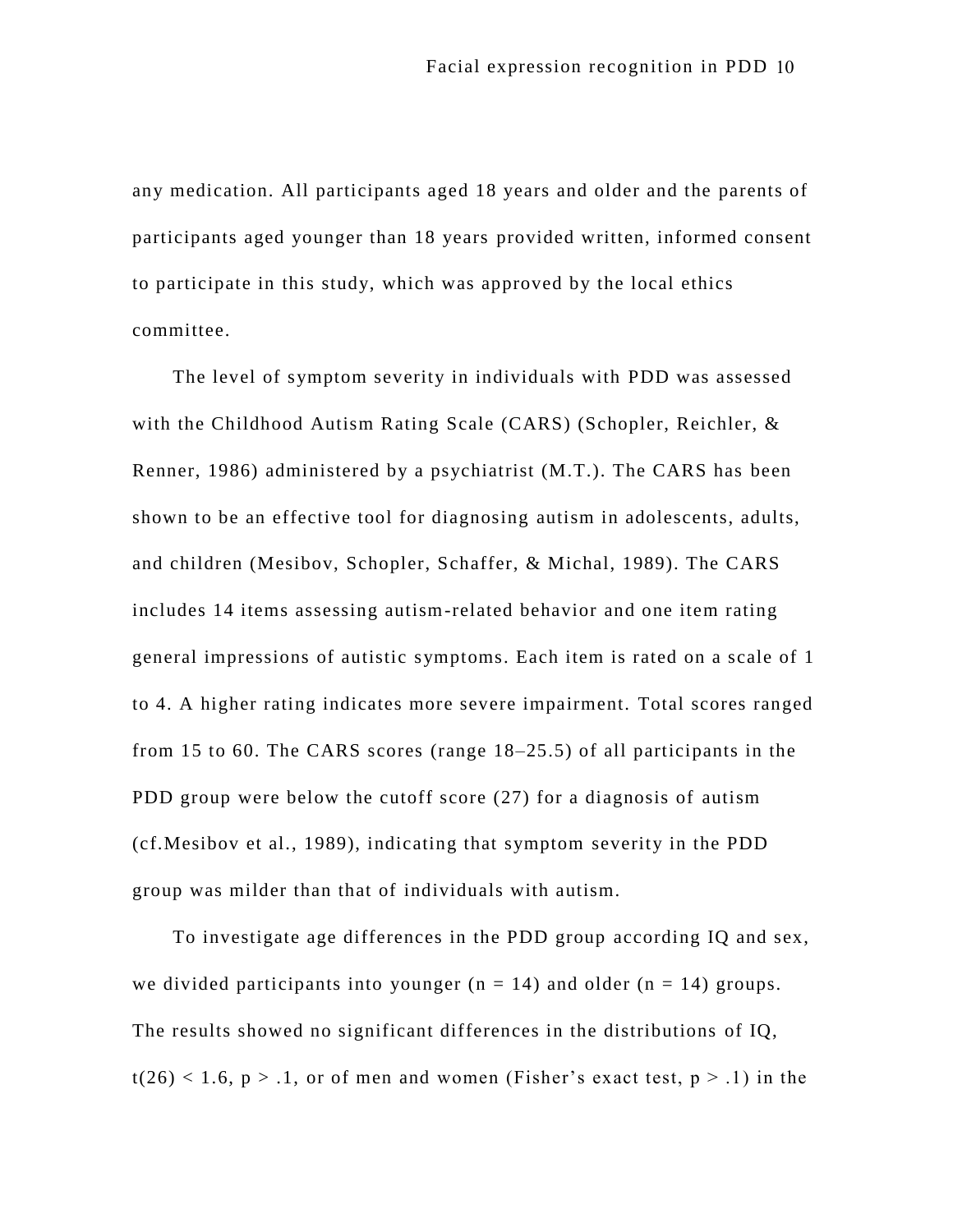any medication. All participants aged 18 years and older and the parents of participants aged younger than 18 years provided written, informed consent to participate in this study, which was approved by the local ethics committee.

The level of symptom severity in individuals with PDD was assessed with the Childhood Autism Rating Scale (CARS) (Schopler, Reichler, & Renner, 1986) administered by a psychiatrist (M.T.). The CARS has been shown to be an effective tool for diagnosing autism in adolescents, adults, and children (Mesibov, Schopler, Schaffer, & Michal, 1989). The CARS includes 14 items assessing autism-related behavior and one item rating general impressions of autistic symptoms. Each item is rated on a scale of 1 to 4. A higher rating indicates more severe impairment. Total scores ranged from 15 to 60. The CARS scores (range 18–25.5) of all participants in the PDD group were below the cutoff score (27) for a diagnosis of autism (cf.Mesibov et al., 1989), indicating that symptom severity in the PDD group was milder than that of individuals with autism.

To investigate age differences in the PDD group according IQ and sex, we divided participants into younger ($n = 14$) and older ($n = 14$) groups. The results showed no significant differences in the distributions of IQ, $t(26) < 1.6$, $p > .1$, or of men and women (Fisher's exact test, $p > .1$) in the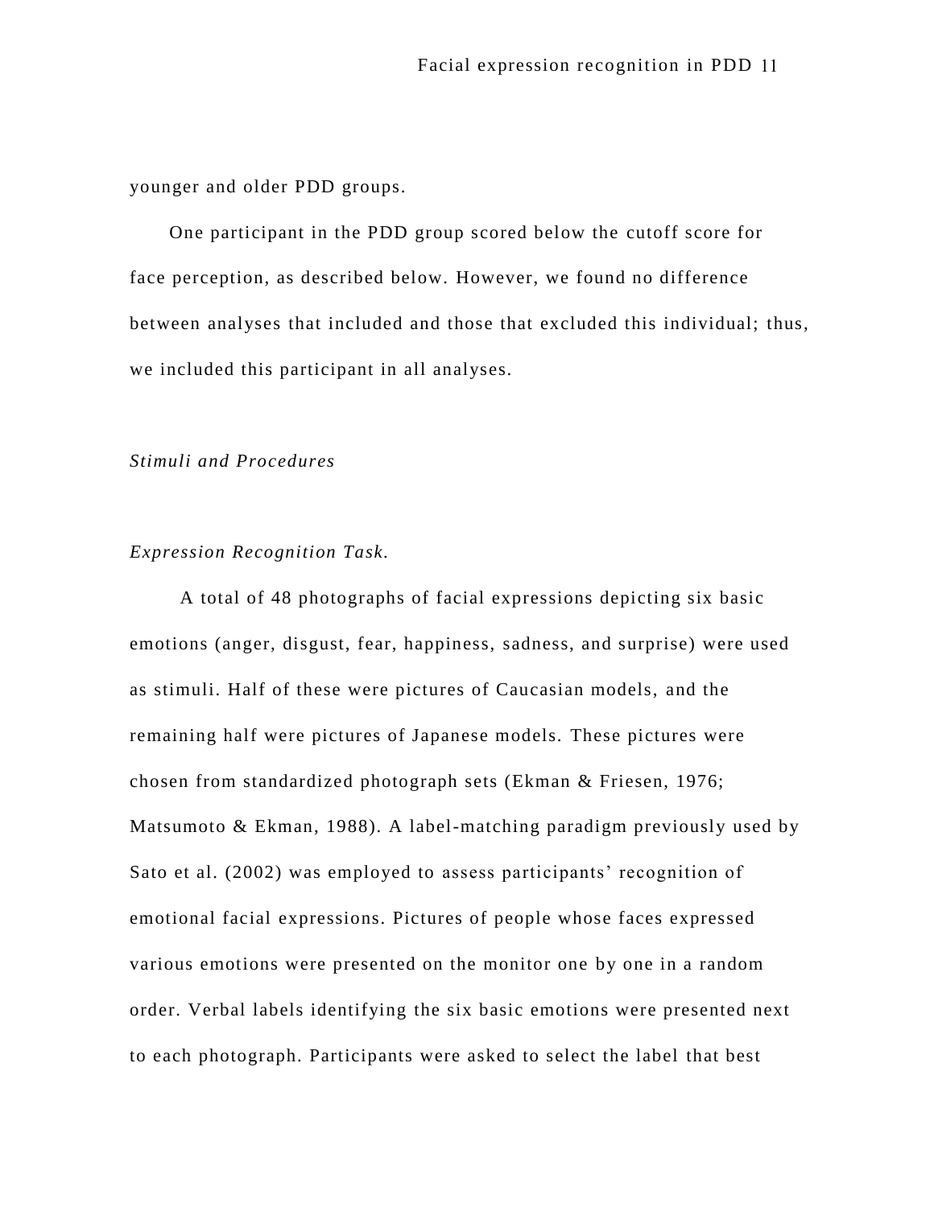younger and older PDD groups.

One participant in the PDD group scored below the cutoff score for face perception, as described below. However, we found no difference between analyses that included and those that excluded this individual; thus, we included this participant in all analyses.

### *Stimuli and Procedures*

#### *Expression Recognition Task.*

A total of 48 photographs of facial expressions depicting six basic emotions (anger, disgust, fear, happiness, sadness, and surprise) were used as stimuli. Half of these were pictures of Caucasian models, and the remaining half were pictures of Japanese models. These pictures were chosen from standardized photograph sets (Ekman & Friesen, 1976; Matsumoto & Ekman, 1988). A label-matching paradigm previously used by Sato et al. (2002) was employed to assess participants' recognition of emotional facial expressions. Pictures of people whose faces expressed various emotions were presented on the monitor one by one in a random order. Verbal labels identifying the six basic emotions were presented next to each photograph. Participants were asked to select the label that best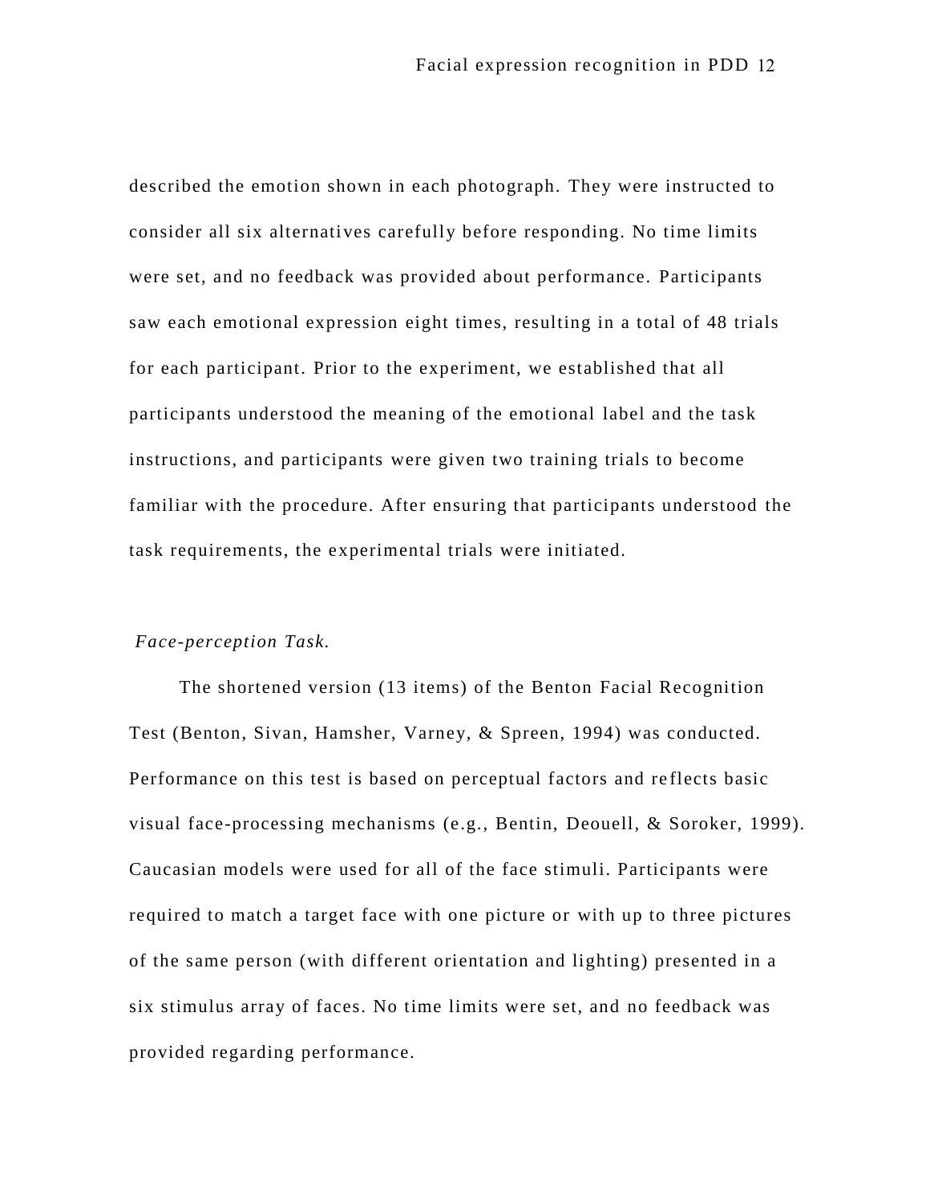described the emotion shown in each photograph. They were instructed to consider all six alternatives carefully before responding. No time limits were set, and no feedback was provided about performance. Participants saw each emotional expression eight times, resulting in a total of 48 trials for each participant. Prior to the experiment, we established that all participants understood the meaning of the emotional label and the task instructions, and participants were given two training trials to become familiar with the procedure. After ensuring that participants understood the task requirements, the experimental trials were initiated.

*Face-perception Task.*

The shortened version (13 items) of the Benton Facial Recognition Test (Benton, Sivan, Hamsher, Varney, & Spreen, 1994) was conducted. Performance on this test is based on perceptual factors and reflects basic visual face-processing mechanisms (e.g., Bentin, Deouell, & Soroker, 1999). Caucasian models were used for all of the face stimuli. Participants were required to match a target face with one picture or with up to three pictures of the same person (with different orientation and lighting) presented in a six stimulus array of faces. No time limits were set, and no feedback was provided regarding performance.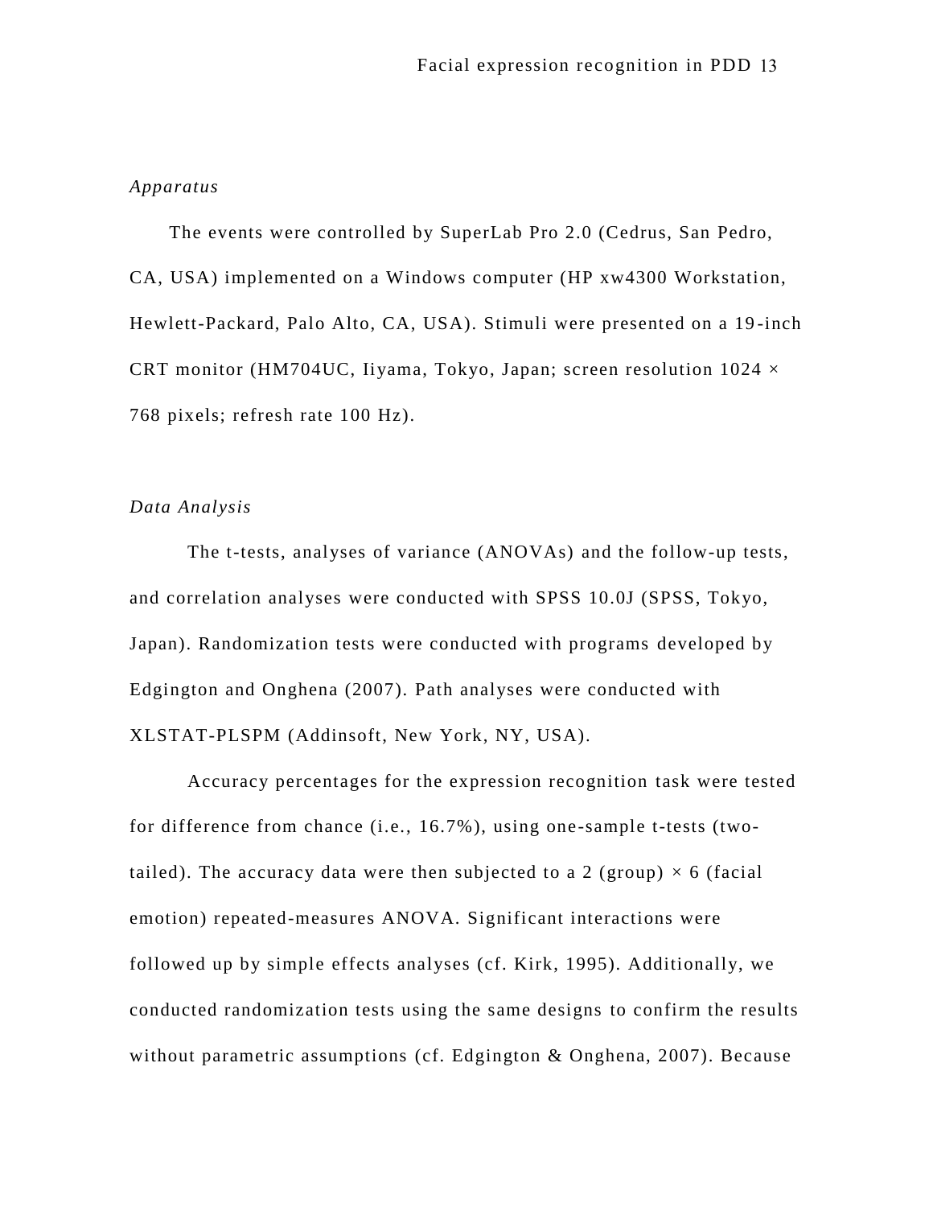*Apparatus*

The events were controlled by SuperLab Pro 2.0 (Cedrus, San Pedro, CA, USA) implemented on a Windows computer (HP xw4300 Workstation, Hewlett-Packard, Palo Alto, CA, USA). Stimuli were presented on a 19-inch CRT monitor (HM704UC, Iiyama, Tokyo, Japan; screen resolution 1024 × 768 pixels; refresh rate 100 Hz).

*Data Analysis*

The t-tests, analyses of variance (ANOVAs) and the follow-up tests, and correlation analyses were conducted with SPSS 10.0J (SPSS, Tokyo, Japan). Randomization tests were conducted with programs developed by Edgington and Onghena (2007). Path analyses were conducted with XLSTAT-PLSPM (Addinsoft, New York, NY, USA).

Accuracy percentages for the expression recognition task were tested for difference from chance (i.e., 16.7%), using one-sample t-tests (two-tailed). The accuracy data were then subjected to a 2 (group) × 6 (facial emotion) repeated-measures ANOVA. Significant interactions were followed up by simple effects analyses (cf. Kirk, 1995). Additionally, we conducted randomization tests using the same designs to confirm the results without parametric assumptions (cf. Edgington & Onghena, 2007). Because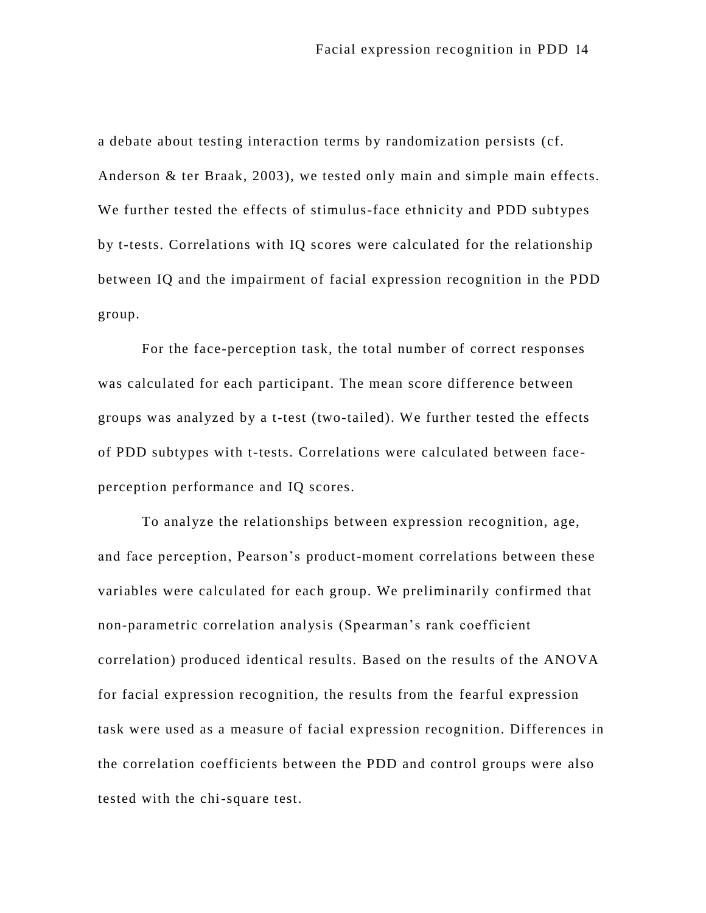a debate about testing interaction terms by randomization persists (cf. Anderson & ter Braak, 2003), we tested only main and simple main effects. We further tested the effects of stimulus-face ethnicity and PDD subtypes by t-tests. Correlations with IQ scores were calculated for the relationship between IQ and the impairment of facial expression recognition in the PDD group.

For the face-perception task, the total number of correct responses was calculated for each participant. The mean score difference between groups was analyzed by a t-test (two-tailed). We further tested the effects of PDD subtypes with t-tests. Correlations were calculated between face-perception performance and IQ scores.

To analyze the relationships between expression recognition, age, and face perception, Pearson's product-moment correlations between these variables were calculated for each group. We preliminarily confirmed that non-parametric correlation analysis (Spearman's rank coefficient correlation) produced identical results. Based on the results of the ANOVA for facial expression recognition, the results from the fearful expression task were used as a measure of facial expression recognition. Differences in the correlation coefficients between the PDD and control groups were also tested with the chi-square test.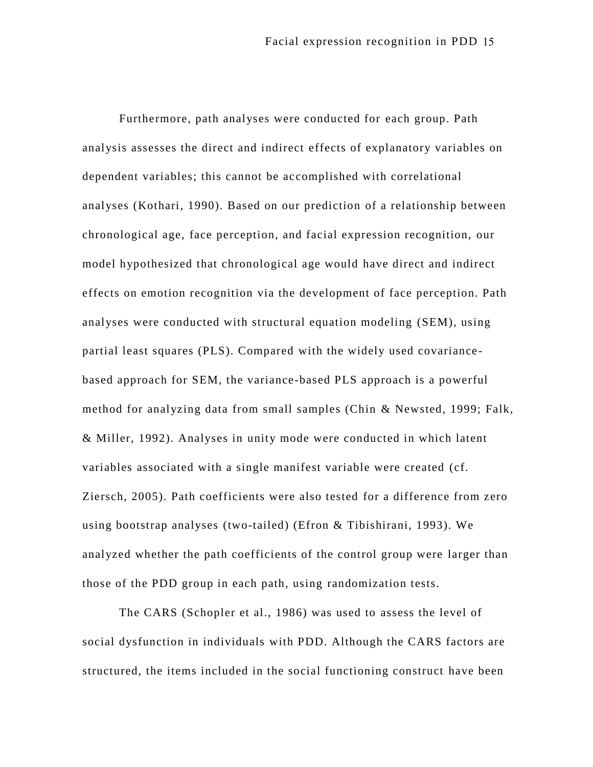Furthermore, path analyses were conducted for each group. Path analysis assesses the direct and indirect effects of explanatory variables on dependent variables; this cannot be accomplished with correlational analyses (Kothari, 1990). Based on our prediction of a relationship between chronological age, face perception, and facial expression recognition, our model hypothesized that chronological age would have direct and indirect effects on emotion recognition via the development of face perception. Path analyses were conducted with structural equation modeling (SEM), using partial least squares (PLS). Compared with the widely used covariance-based approach for SEM, the variance-based PLS approach is a powerful method for analyzing data from small samples (Chin & Newsted, 1999; Falk, & Miller, 1992). Analyses in unity mode were conducted in which latent variables associated with a single manifest variable were created (cf. Ziersch, 2005). Path coefficients were also tested for a difference from zero using bootstrap analyses (two-tailed) (Efron & Tibishirani, 1993). We analyzed whether the path coefficients of the control group were larger than those of the PDD group in each path, using randomization tests.

The CARS (Schopler et al., 1986) was used to assess the level of social dysfunction in individuals with PDD. Although the CARS factors are structured, the items included in the social functioning construct have been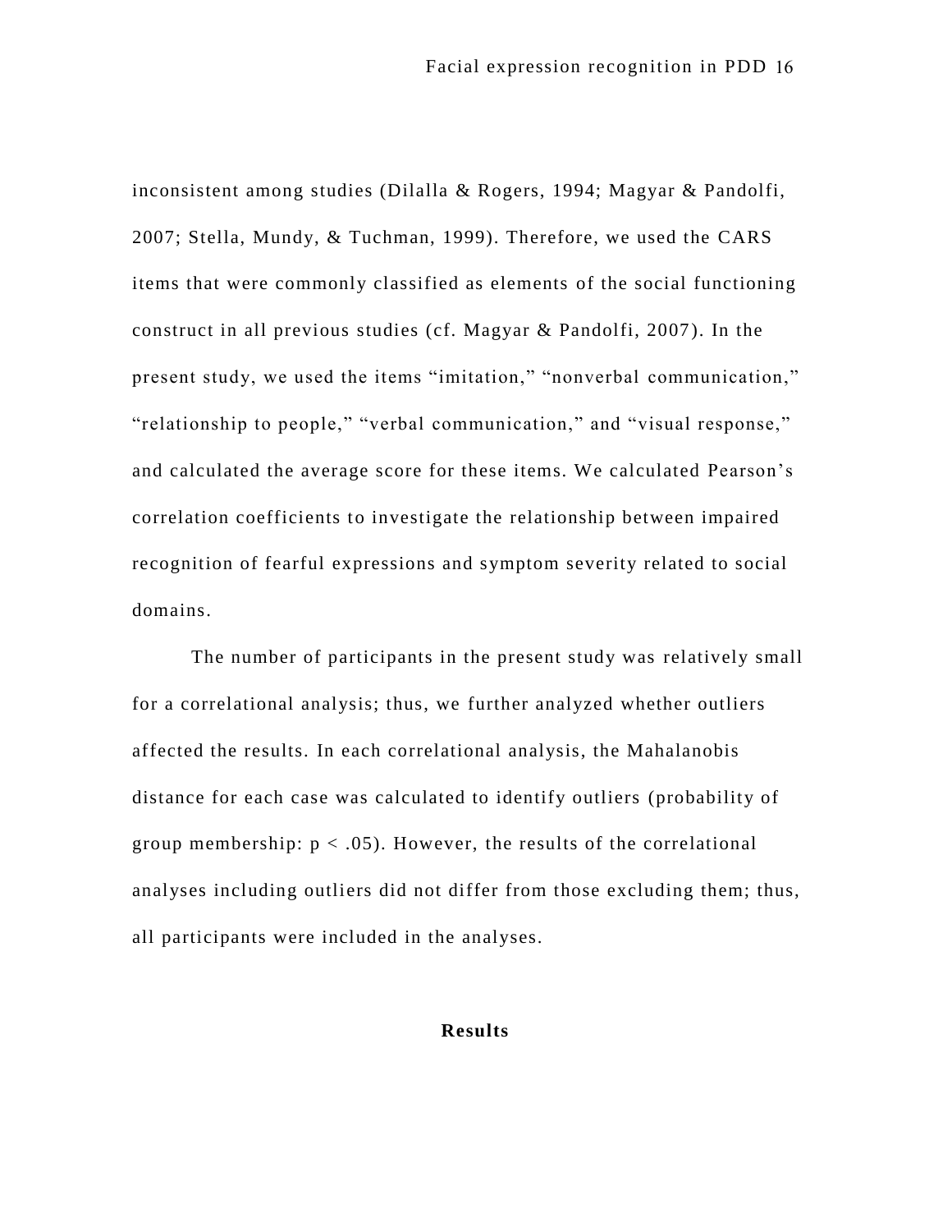inconsistent among studies (Dilalla & Rogers, 1994; Magyar & Pandolfi, 2007; Stella, Mundy, & Tuchman, 1999). Therefore, we used the CARS items that were commonly classified as elements of the social functioning construct in all previous studies (cf. Magyar & Pandolfi, 2007). In the present study, we used the items “imitation,” “nonverbal communication,” “relationship to people,” “verbal communication,” and “visual response,” and calculated the average score for these items. We calculated Pearson’s correlation coefficients to investigate the relationship between impaired recognition of fearful expressions and symptom severity related to social domains.

The number of participants in the present study was relatively small for a correlational analysis; thus, we further analyzed whether outliers affected the results. In each correlational analysis, the Mahalanobis distance for each case was calculated to identify outliers (probability of group membership: $p < .05$). However, the results of the correlational analyses including outliers did not differ from those excluding them; thus, all participants were included in the analyses.

## Results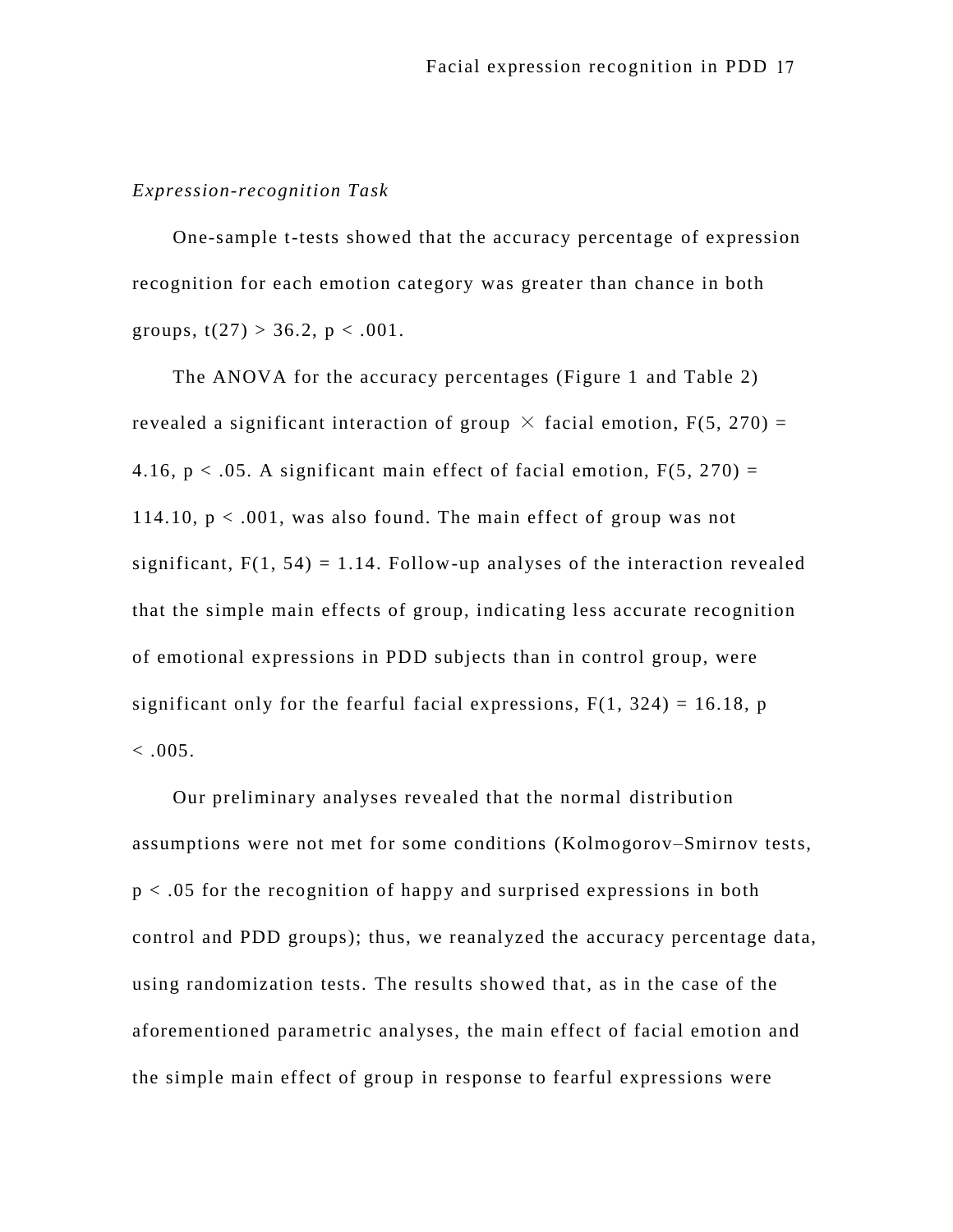*Expression-recognition Task*

One-sample t-tests showed that the accuracy percentage of expression recognition for each emotion category was greater than chance in both groups, $t(27) > 36.2$, $p < .001$.

The ANOVA for the accuracy percentages (Figure 1 and Table 2) revealed a significant interaction of group $\times$ facial emotion, $F(5, 270) = 4.16$, $p < .05$. A significant main effect of facial emotion, $F(5, 270) = 114.10$, $p < .001$, was also found. The main effect of group was not significant, $F(1, 54) = 1.14$. Follow-up analyses of the interaction revealed that the simple main effects of group, indicating less accurate recognition of emotional expressions in PDD subjects than in control group, were significant only for the fearful facial expressions, $F(1, 324) = 16.18$, $p < .005$.

Our preliminary analyses revealed that the normal distribution assumptions were not met for some conditions (Kolmogorov–Smirnov tests, $p < .05$ for the recognition of happy and surprised expressions in both control and PDD groups); thus, we reanalyzed the accuracy percentage data, using randomization tests. The results showed that, as in the case of the aforementioned parametric analyses, the main effect of facial emotion and the simple main effect of group in response to fearful expressions were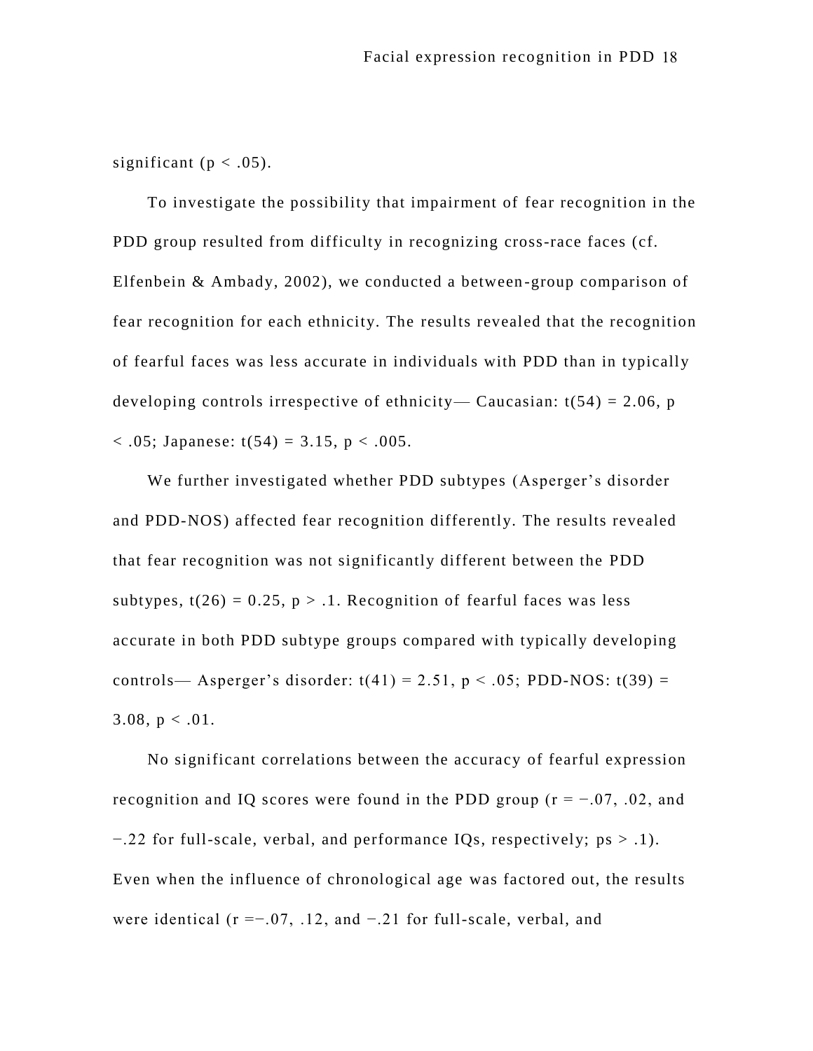significant ($p < .05$).

To investigate the possibility that impairment of fear recognition in the PDD group resulted from difficulty in recognizing cross-race faces (cf. Elfenbein & Ambady, 2002), we conducted a between-group comparison of fear recognition for each ethnicity. The results revealed that the recognition of fearful faces was less accurate in individuals with PDD than in typically developing controls irrespective of ethnicity— Caucasian: $t(54) = 2.06$, $p < .05$; Japanese: $t(54) = 3.15$, $p < .005$.

We further investigated whether PDD subtypes (Asperger's disorder and PDD-NOS) affected fear recognition differently. The results revealed that fear recognition was not significantly different between the PDD subtypes, $t(26) = 0.25$, $p > .1$. Recognition of fearful faces was less accurate in both PDD subtype groups compared with typically developing controls— Asperger's disorder: $t(41) = 2.51$, $p < .05$; PDD-NOS: $t(39) = 3.08$, $p < .01$.

No significant correlations between the accuracy of fearful expression recognition and IQ scores were found in the PDD group ($r = -.07$, $.02$, and $-.22$ for full-scale, verbal, and performance IQs, respectively; $ps > .1$). Even when the influence of chronological age was factored out, the results were identical ($r = -.07$, $.12$, and $-.21$ for full-scale, verbal, and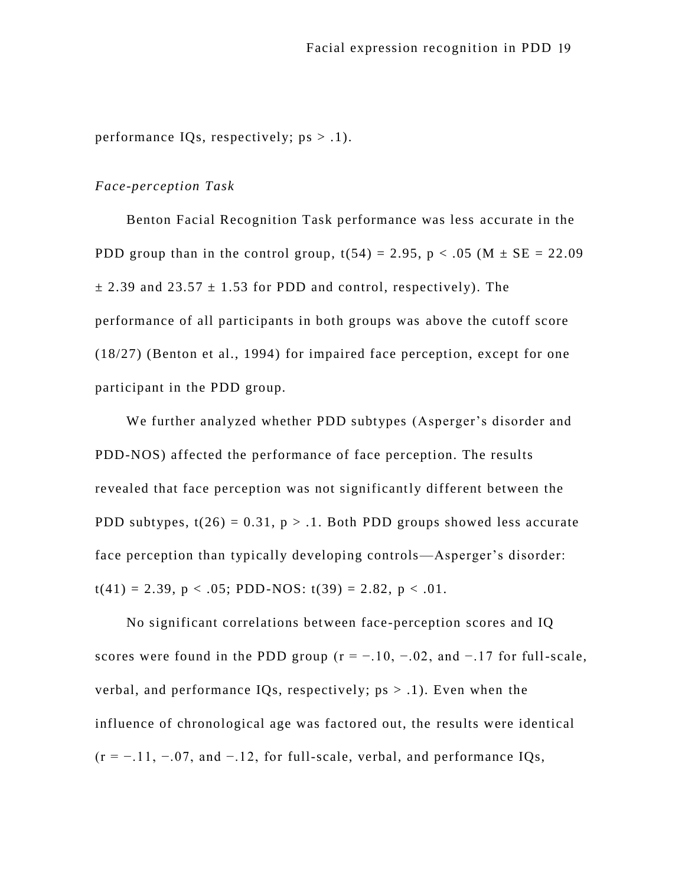performance IQs, respectively; $ps > .1$).

*Face-perception Task*

Benton Facial Recognition Task performance was less accurate in the PDD group than in the control group, $t(54) = 2.95$, $p < .05$ ($M \pm SE = 22.09 \pm 2.39$ and $23.57 \pm 1.53$ for PDD and control, respectively). The performance of all participants in both groups was above the cutoff score (18/27) (Benton et al., 1994) for impaired face perception, except for one participant in the PDD group.

We further analyzed whether PDD subtypes (Asperger's disorder and PDD-NOS) affected the performance of face perception. The results revealed that face perception was not significantly different between the PDD subtypes, $t(26) = 0.31$, $p > .1$. Both PDD groups showed less accurate face perception than typically developing controls—Asperger's disorder: $t(41) = 2.39$, $p < .05$; PDD-NOS: $t(39) = 2.82$, $p < .01$.

No significant correlations between face-perception scores and IQ scores were found in the PDD group ($r = -.10$, $-.02$, and $-.17$ for full-scale, verbal, and performance IQs, respectively; $ps > .1$). Even when the influence of chronological age was factored out, the results were identical ($r = -.11$, $-.07$, and $-.12$, for full-scale, verbal, and performance IQs,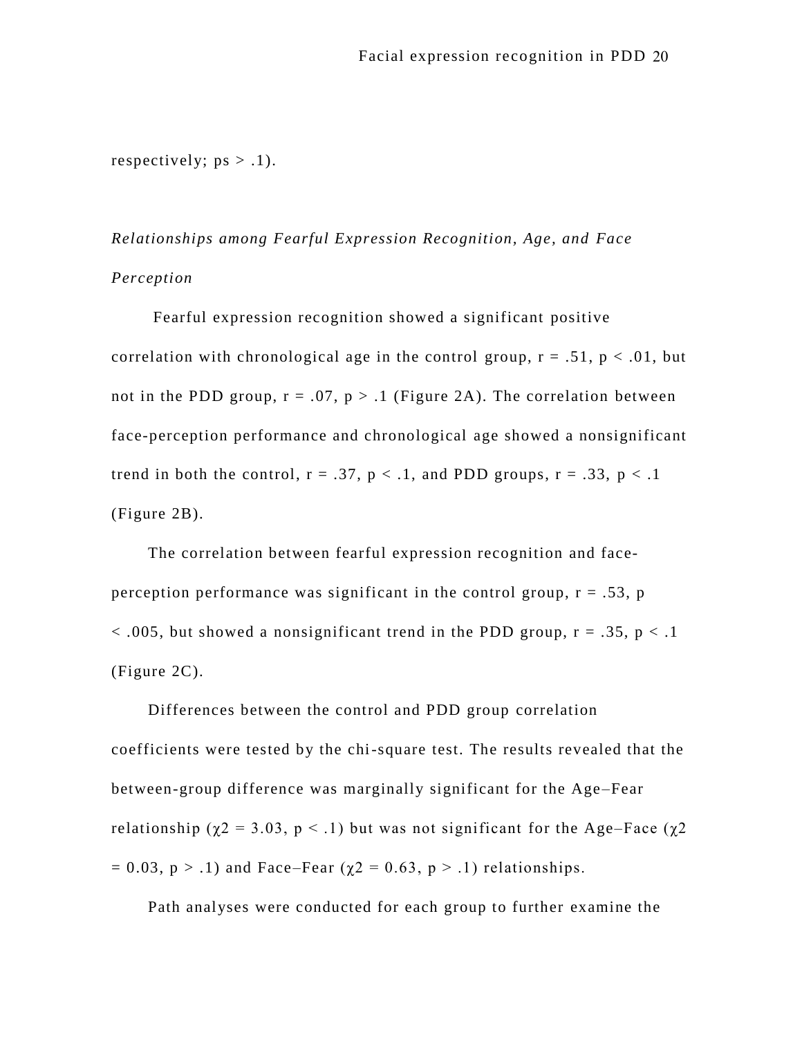respectively; $ps > .1$).

### *Relationships among Fearful Expression Recognition, Age, and Face Perception*

Fearful expression recognition showed a significant positive correlation with chronological age in the control group, $r = .51$, $p < .01$, but not in the PDD group, $r = .07$, $p > .1$ (Figure 2A). The correlation between face-perception performance and chronological age showed a nonsignificant trend in both the control, $r = .37$, $p < .1$, and PDD groups, $r = .33$, $p < .1$ (Figure 2B).

The correlation between fearful expression recognition and face-perception performance was significant in the control group, $r = .53$, $p < .005$, but showed a nonsignificant trend in the PDD group, $r = .35$, $p < .1$ (Figure 2C).

Differences between the control and PDD group correlation coefficients were tested by the chi-square test. The results revealed that the between-group difference was marginally significant for the Age–Fear relationship ($\chi^2 = 3.03$, $p < .1$) but was not significant for the Age–Face ($\chi^2 = 0.03$, $p > .1$) and Face–Fear ($\chi^2 = 0.63$, $p > .1$) relationships.

Path analyses were conducted for each group to further examine the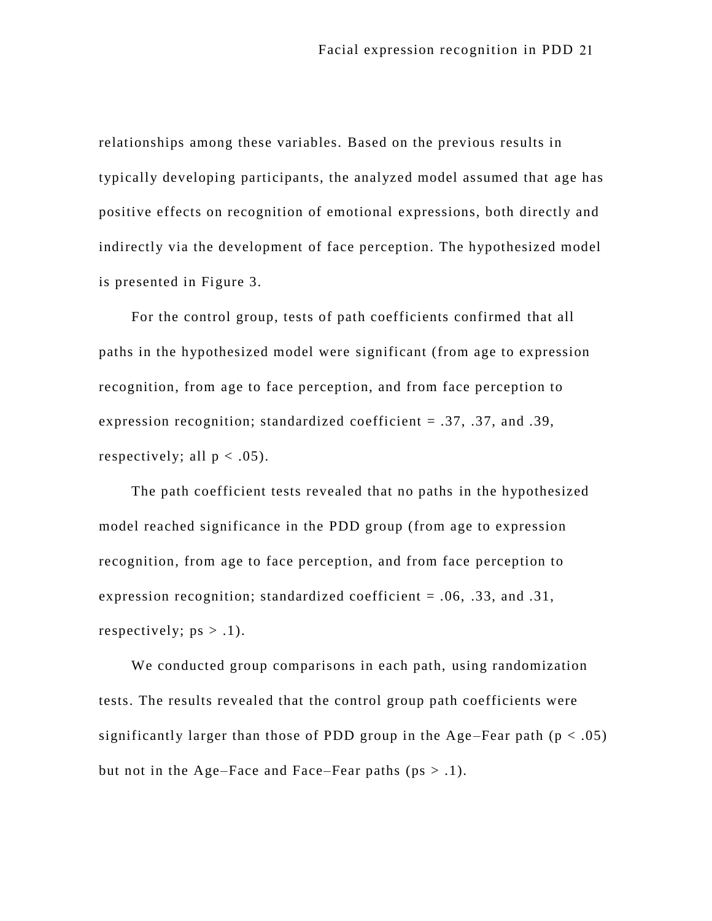relationships among these variables. Based on the previous results in typically developing participants, the analyzed model assumed that age has positive effects on recognition of emotional expressions, both directly and indirectly via the development of face perception. The hypothesized model is presented in Figure 3.

For the control group, tests of path coefficients confirmed that all paths in the hypothesized model were significant (from age to expression recognition, from age to face perception, and from face perception to expression recognition; standardized coefficient = .37, .37, and .39, respectively; all $p < .05$).

The path coefficient tests revealed that no paths in the hypothesized model reached significance in the PDD group (from age to expression recognition, from age to face perception, and from face perception to expression recognition; standardized coefficient = .06, .33, and .31, respectively; $ps > .1$).

We conducted group comparisons in each path, using randomization tests. The results revealed that the control group path coefficients were significantly larger than those of PDD group in the Age–Fear path ($p < .05$) but not in the Age–Face and Face–Fear paths ($ps > .1$).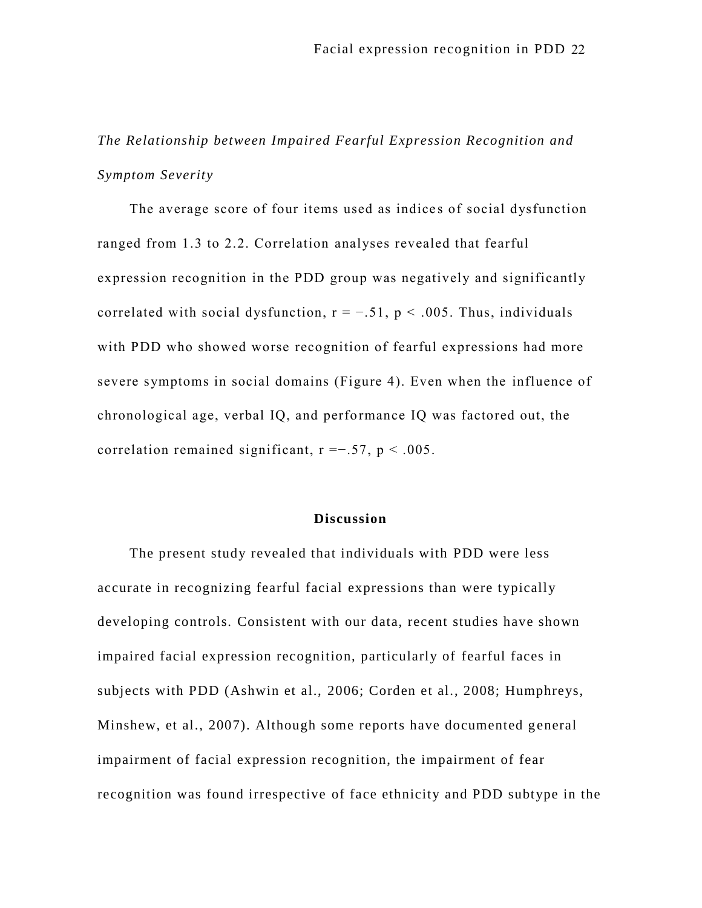*The Relationship between Impaired Fearful Expression Recognition and Symptom Severity*

The average score of four items used as indices of social dysfunction ranged from 1.3 to 2.2. Correlation analyses revealed that fearful expression recognition in the PDD group was negatively and significantly correlated with social dysfunction, $r = -.51$, $p < .005$. Thus, individuals with PDD who showed worse recognition of fearful expressions had more severe symptoms in social domains (Figure 4). Even when the influence of chronological age, verbal IQ, and performance IQ was factored out, the correlation remained significant, $r = -.57$, $p < .005$.

## Discussion

The present study revealed that individuals with PDD were less accurate in recognizing fearful facial expressions than were typically developing controls. Consistent with our data, recent studies have shown impaired facial expression recognition, particularly of fearful faces in subjects with PDD (Ashwin et al., 2006; Corden et al., 2008; Humphreys, Minshew, et al., 2007). Although some reports have documented general impairment of facial expression recognition, the impairment of fear recognition was found irrespective of face ethnicity and PDD subtype in the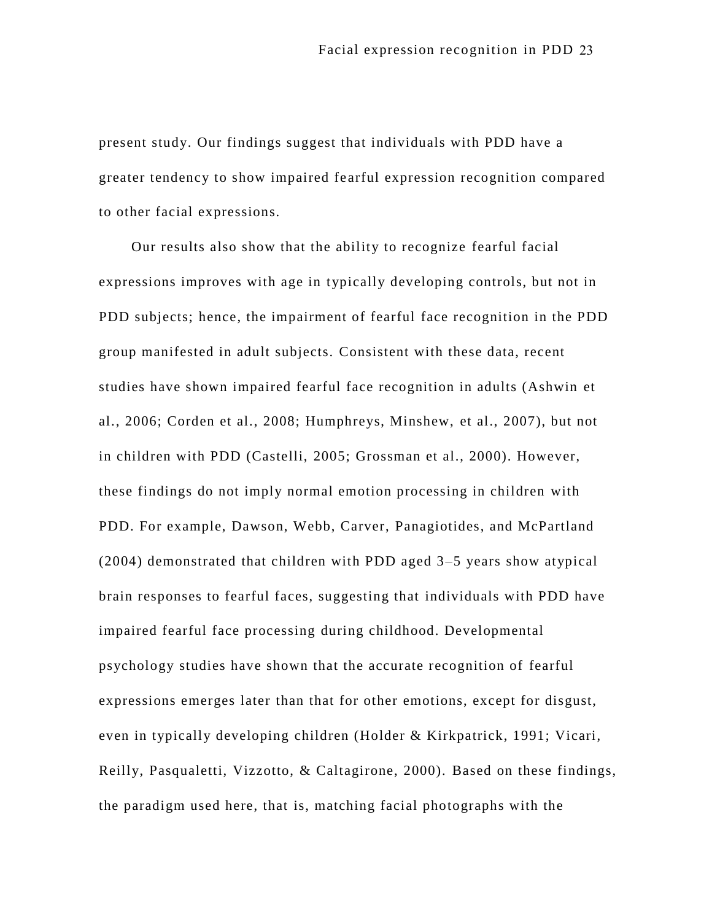present study. Our findings suggest that individuals with PDD have a greater tendency to show impaired fearful expression recognition compared to other facial expressions.

Our results also show that the ability to recognize fearful facial expressions improves with age in typically developing controls, but not in PDD subjects; hence, the impairment of fearful face recognition in the PDD group manifested in adult subjects. Consistent with these data, recent studies have shown impaired fearful face recognition in adults (Ashwin et al., 2006; Corden et al., 2008; Humphreys, Minshew, et al., 2007), but not in children with PDD (Castelli, 2005; Grossman et al., 2000). However, these findings do not imply normal emotion processing in children with PDD. For example, Dawson, Webb, Carver, Panagiotides, and McPartland (2004) demonstrated that children with PDD aged 3–5 years show atypical brain responses to fearful faces, suggesting that individuals with PDD have impaired fearful face processing during childhood. Developmental psychology studies have shown that the accurate recognition of fearful expressions emerges later than that for other emotions, except for disgust, even in typically developing children (Holder & Kirkpatrick, 1991; Vicari, Reilly, Pasqualetti, Vizzotto, & Caltagirone, 2000). Based on these findings, the paradigm used here, that is, matching facial photographs with the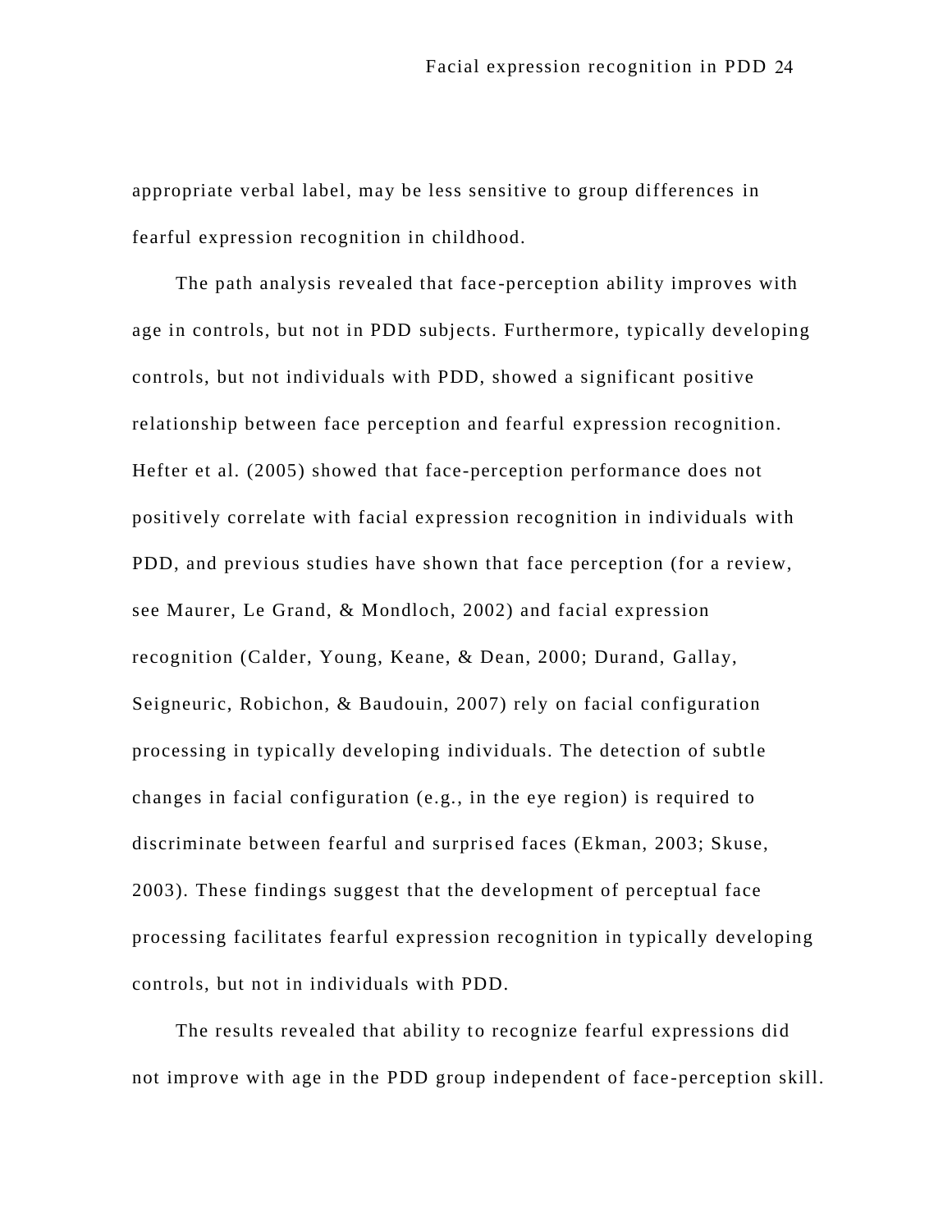appropriate verbal label, may be less sensitive to group differences in fearful expression recognition in childhood.

The path analysis revealed that face-perception ability improves with age in controls, but not in PDD subjects. Furthermore, typically developing controls, but not individuals with PDD, showed a significant positive relationship between face perception and fearful expression recognition. Hefter et al. (2005) showed that face-perception performance does not positively correlate with facial expression recognition in individuals with PDD, and previous studies have shown that face perception (for a review, see Maurer, Le Grand, & Mondloch, 2002) and facial expression recognition (Calder, Young, Keane, & Dean, 2000; Durand, Gallay, Seigneuric, Robichon, & Baudouin, 2007) rely on facial configuration processing in typically developing individuals. The detection of subtle changes in facial configuration (e.g., in the eye region) is required to discriminate between fearful and surprised faces (Ekman, 2003; Skuse, 2003). These findings suggest that the development of perceptual face processing facilitates fearful expression recognition in typically developing controls, but not in individuals with PDD.

The results revealed that ability to recognize fearful expressions did not improve with age in the PDD group independent of face-perception skill.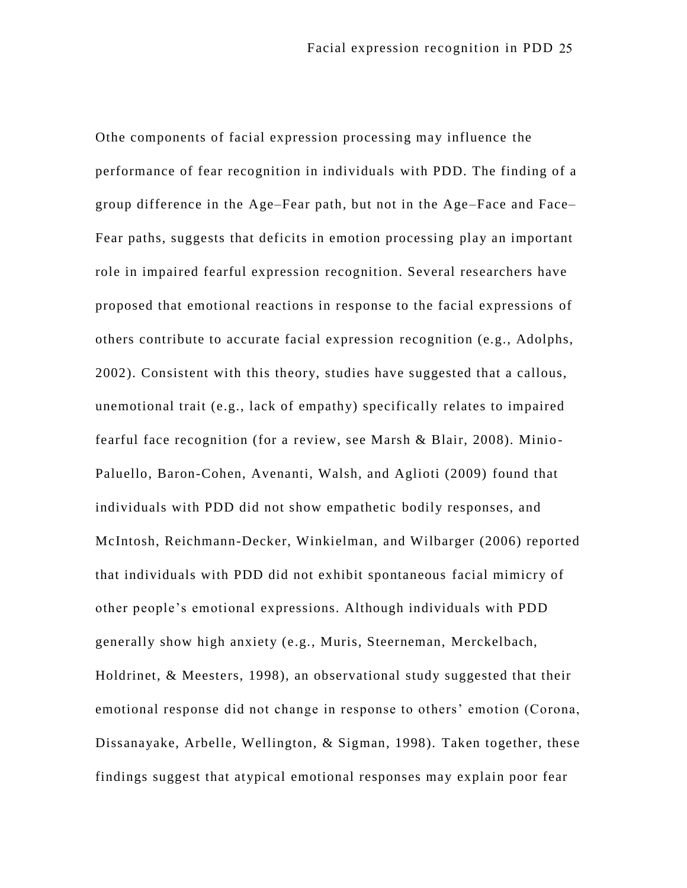Othe components of facial expression processing may influence the performance of fear recognition in individuals with PDD. The finding of a group difference in the Age–Fear path, but not in the Age–Face and Face–Fear paths, suggests that deficits in emotion processing play an important role in impaired fearful expression recognition. Several researchers have proposed that emotional reactions in response to the facial expressions of others contribute to accurate facial expression recognition (e.g., Adolphs, 2002). Consistent with this theory, studies have suggested that a callous, unemotional trait (e.g., lack of empathy) specifically relates to impaired fearful face recognition (for a review, see Marsh & Blair, 2008). Minio-Paluello, Baron-Cohen, Avenanti, Walsh, and Aglioti (2009) found that individuals with PDD did not show empathetic bodily responses, and McIntosh, Reichmann-Decker, Winkielman, and Wilbarger (2006) reported that individuals with PDD did not exhibit spontaneous facial mimicry of other people's emotional expressions. Although individuals with PDD generally show high anxiety (e.g., Muris, Steerneman, Merckelbach, Holdrinet, & Meesters, 1998), an observational study suggested that their emotional response did not change in response to others' emotion (Corona, Dissanayake, Arbelle, Wellington, & Sigman, 1998). Taken together, these findings suggest that atypical emotional responses may explain poor fear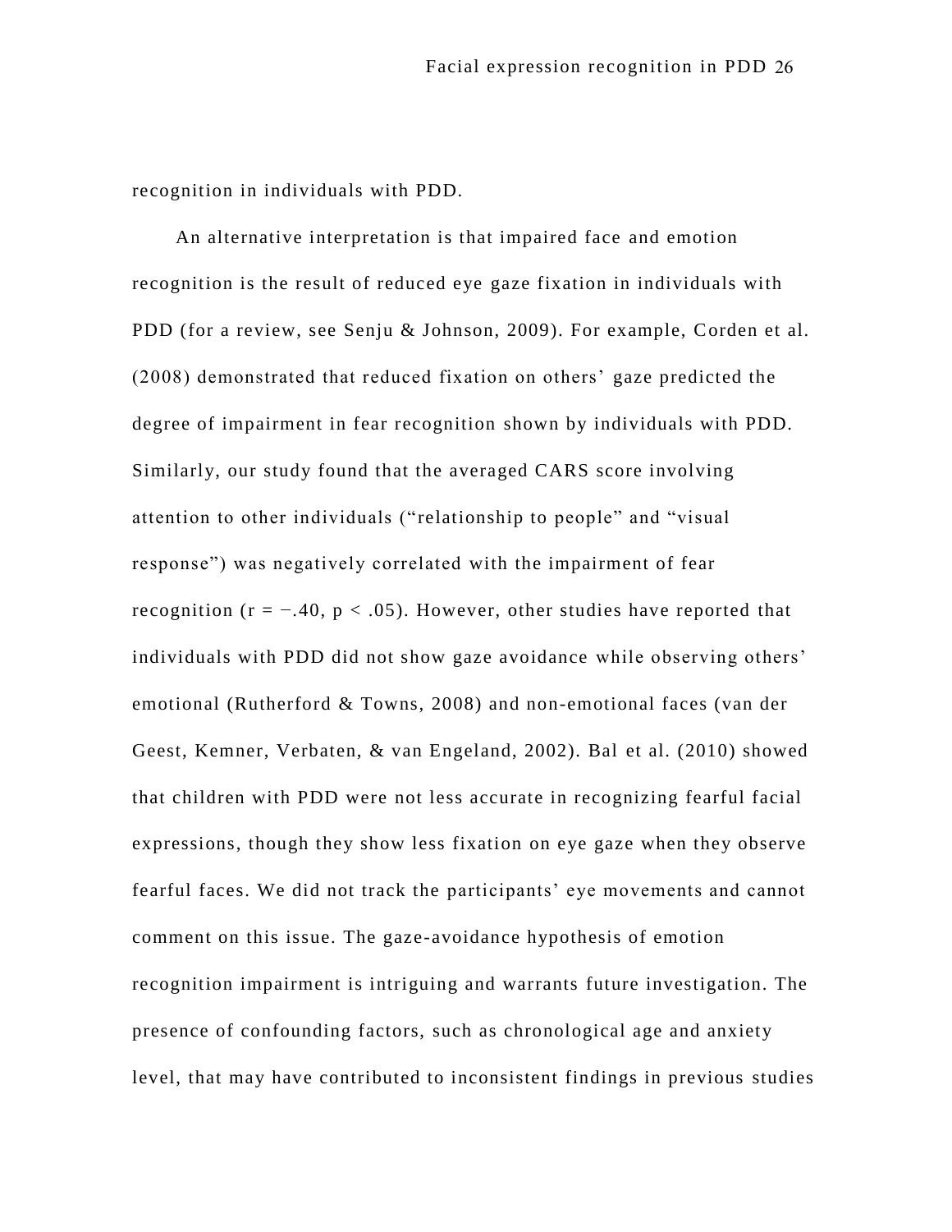recognition in individuals with PDD.

An alternative interpretation is that impaired face and emotion recognition is the result of reduced eye gaze fixation in individuals with PDD (for a review, see Senju & Johnson, 2009). For example, Corden et al. (2008) demonstrated that reduced fixation on others' gaze predicted the degree of impairment in fear recognition shown by individuals with PDD. Similarly, our study found that the averaged CARS score involving attention to other individuals ("relationship to people" and "visual response") was negatively correlated with the impairment of fear recognition ($r = -.40$, $p < .05$). However, other studies have reported that individuals with PDD did not show gaze avoidance while observing others' emotional (Rutherford & Towns, 2008) and non-emotional faces (van der Geest, Kemner, Verbaten, & van Engeland, 2002). Bal et al. (2010) showed that children with PDD were not less accurate in recognizing fearful facial expressions, though they show less fixation on eye gaze when they observe fearful faces. We did not track the participants' eye movements and cannot comment on this issue. The gaze-avoidance hypothesis of emotion recognition impairment is intriguing and warrants future investigation. The presence of confounding factors, such as chronological age and anxiety level, that may have contributed to inconsistent findings in previous studies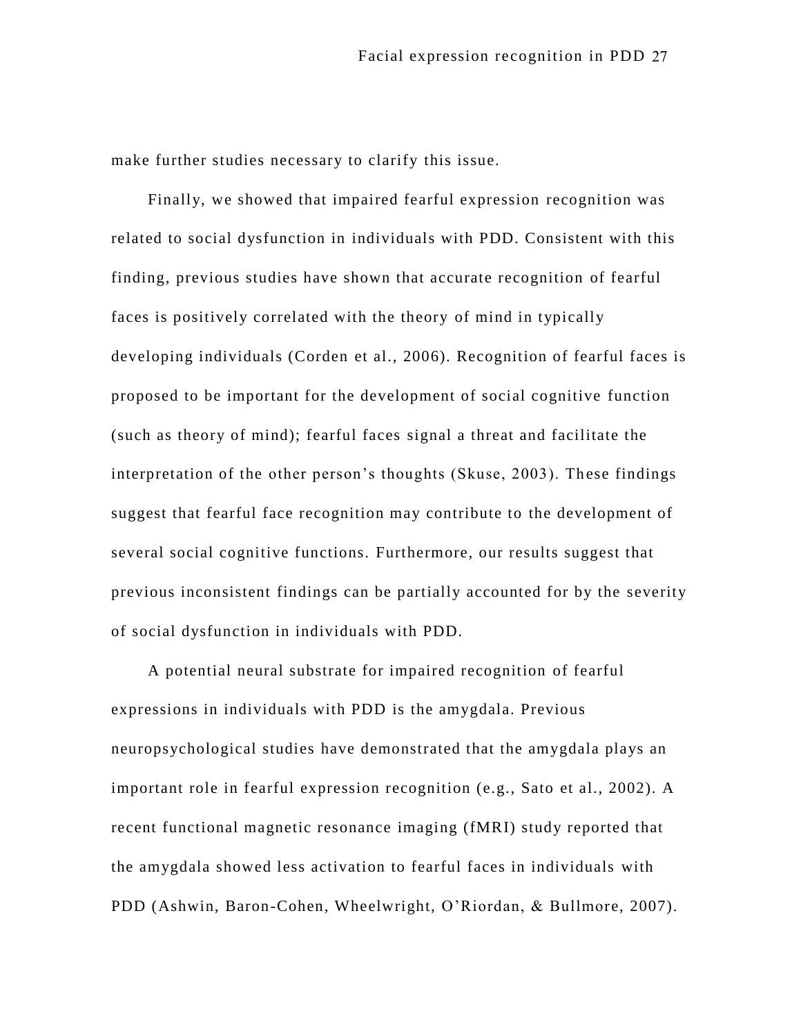make further studies necessary to clarify this issue.

Finally, we showed that impaired fearful expression recognition was related to social dysfunction in individuals with PDD. Consistent with this finding, previous studies have shown that accurate recognition of fearful faces is positively correlated with the theory of mind in typically developing individuals (Corden et al., 2006). Recognition of fearful faces is proposed to be important for the development of social cognitive function (such as theory of mind); fearful faces signal a threat and facilitate the interpretation of the other person's thoughts (Skuse, 2003). These findings suggest that fearful face recognition may contribute to the development of several social cognitive functions. Furthermore, our results suggest that previous inconsistent findings can be partially accounted for by the severity of social dysfunction in individuals with PDD.

A potential neural substrate for impaired recognition of fearful expressions in individuals with PDD is the amygdala. Previous neuropsychological studies have demonstrated that the amygdala plays an important role in fearful expression recognition (e.g., Sato et al., 2002). A recent functional magnetic resonance imaging (fMRI) study reported that the amygdala showed less activation to fearful faces in individuals with PDD (Ashwin, Baron-Cohen, Wheelwright, O'Riordan, & Bullmore, 2007).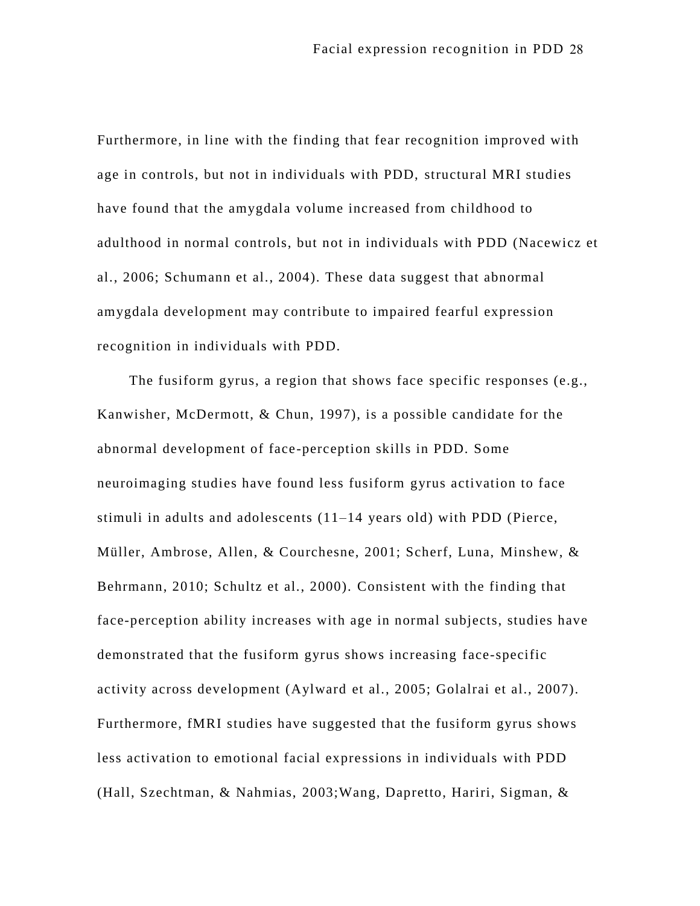Furthermore, in line with the finding that fear recognition improved with age in controls, but not in individuals with PDD, structural MRI studies have found that the amygdala volume increased from childhood to adulthood in normal controls, but not in individuals with PDD (Nacewicz et al., 2006; Schumann et al., 2004). These data suggest that abnormal amygdala development may contribute to impaired fearful expression recognition in individuals with PDD.

The fusiform gyrus, a region that shows face specific responses (e.g., Kanwisher, McDermott, & Chun, 1997), is a possible candidate for the abnormal development of face-perception skills in PDD. Some neuroimaging studies have found less fusiform gyrus activation to face stimuli in adults and adolescents (11–14 years old) with PDD (Pierce, Müller, Ambrose, Allen, & Courchesne, 2001; Scherf, Luna, Minshew, & Behrmann, 2010; Schultz et al., 2000). Consistent with the finding that face-perception ability increases with age in normal subjects, studies have demonstrated that the fusiform gyrus shows increasing face-specific activity across development (Aylward et al., 2005; Golalrai et al., 2007). Furthermore, fMRI studies have suggested that the fusiform gyrus shows less activation to emotional facial expressions in individuals with PDD (Hall, Szechtman, & Nahmias, 2003;Wang, Dapretto, Hariri, Sigman, &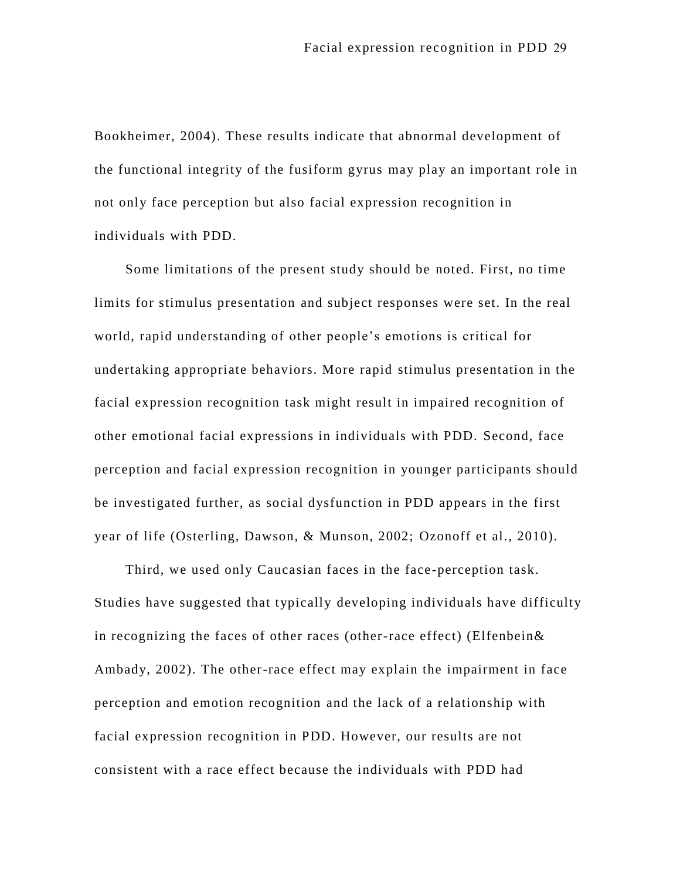Bookheimer, 2004). These results indicate that abnormal development of the functional integrity of the fusiform gyrus may play an important role in not only face perception but also facial expression recognition in individuals with PDD.

Some limitations of the present study should be noted. First, no time limits for stimulus presentation and subject responses were set. In the real world, rapid understanding of other people's emotions is critical for undertaking appropriate behaviors. More rapid stimulus presentation in the facial expression recognition task might result in impaired recognition of other emotional facial expressions in individuals with PDD. Second, face perception and facial expression recognition in younger participants should be investigated further, as social dysfunction in PDD appears in the first year of life (Osterling, Dawson, & Munson, 2002; Ozonoff et al., 2010).

Third, we used only Caucasian faces in the face-perception task. Studies have suggested that typically developing individuals have difficulty in recognizing the faces of other races (other-race effect) (Elfenbein& Ambady, 2002). The other-race effect may explain the impairment in face perception and emotion recognition and the lack of a relationship with facial expression recognition in PDD. However, our results are not consistent with a race effect because the individuals with PDD had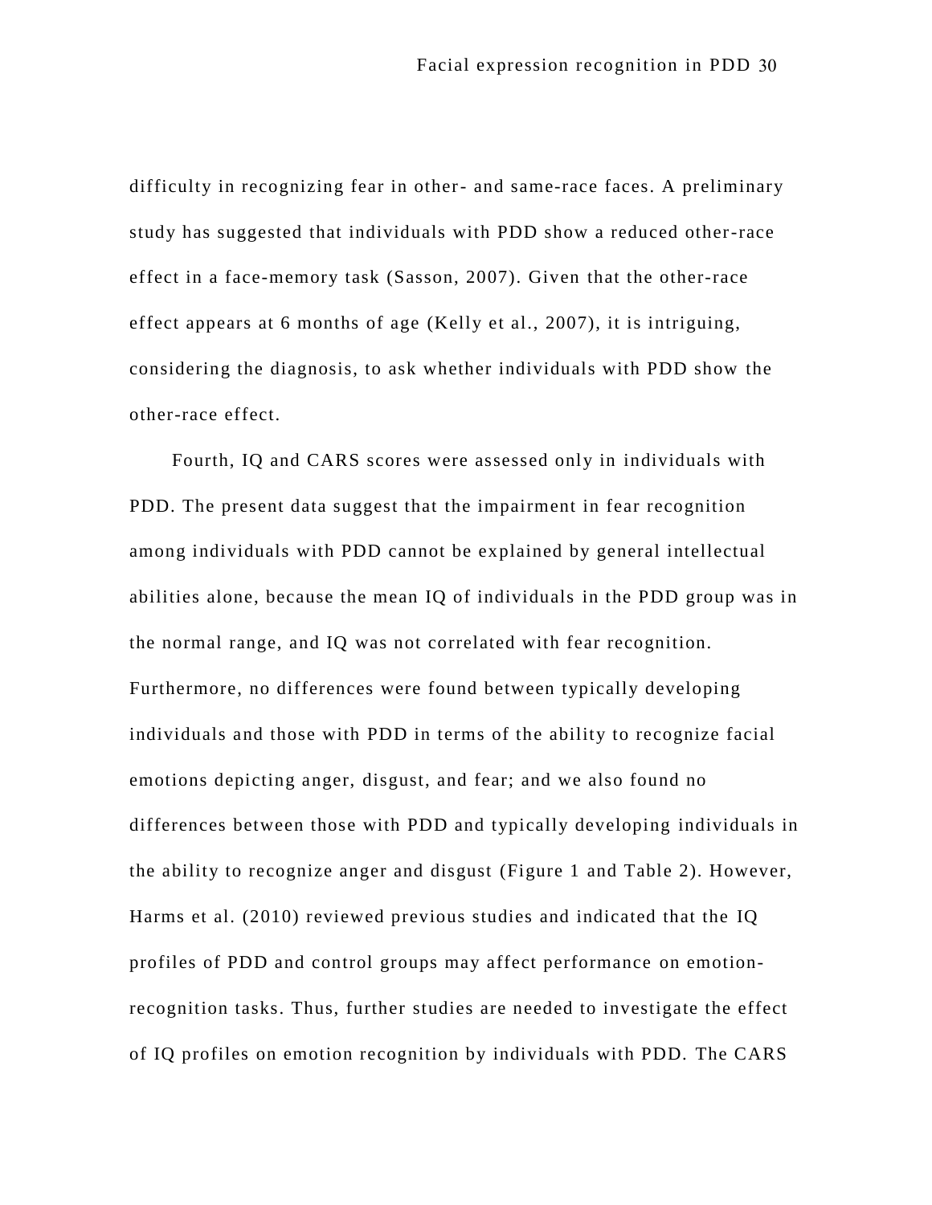difficulty in recognizing fear in other- and same-race faces. A preliminary study has suggested that individuals with PDD show a reduced other-race effect in a face-memory task (Sasson, 2007). Given that the other-race effect appears at 6 months of age (Kelly et al., 2007), it is intriguing, considering the diagnosis, to ask whether individuals with PDD show the other-race effect.

Fourth, IQ and CARS scores were assessed only in individuals with PDD. The present data suggest that the impairment in fear recognition among individuals with PDD cannot be explained by general intellectual abilities alone, because the mean IQ of individuals in the PDD group was in the normal range, and IQ was not correlated with fear recognition. Furthermore, no differences were found between typically developing individuals and those with PDD in terms of the ability to recognize facial emotions depicting anger, disgust, and fear; and we also found no differences between those with PDD and typically developing individuals in the ability to recognize anger and disgust (Figure 1 and Table 2). However, Harms et al. (2010) reviewed previous studies and indicated that the IQ profiles of PDD and control groups may affect performance on emotion-recognition tasks. Thus, further studies are needed to investigate the effect of IQ profiles on emotion recognition by individuals with PDD. The CARS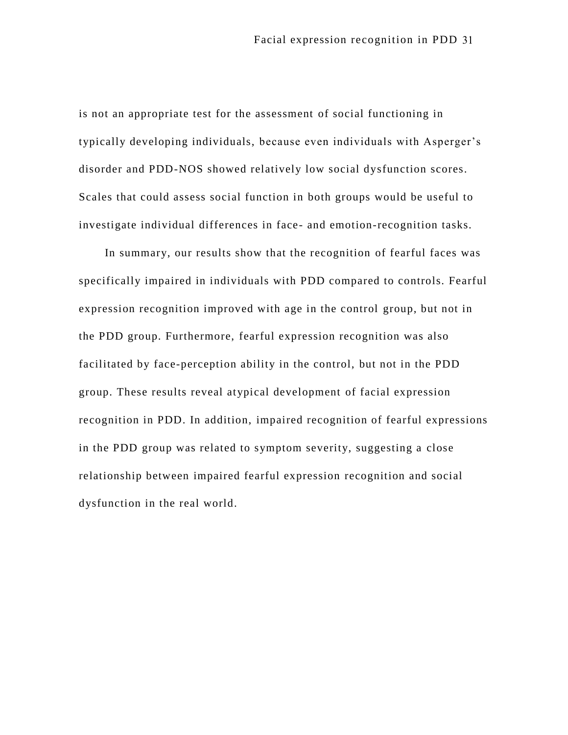is not an appropriate test for the assessment of social functioning in typically developing individuals, because even individuals with Asperger's disorder and PDD-NOS showed relatively low social dysfunction scores. Scales that could assess social function in both groups would be useful to investigate individual differences in face- and emotion-recognition tasks.

In summary, our results show that the recognition of fearful faces was specifically impaired in individuals with PDD compared to controls. Fearful expression recognition improved with age in the control group, but not in the PDD group. Furthermore, fearful expression recognition was also facilitated by face-perception ability in the control, but not in the PDD group. These results reveal atypical development of facial expression recognition in PDD. In addition, impaired recognition of fearful expressions in the PDD group was related to symptom severity, suggesting a close relationship between impaired fearful expression recognition and social dysfunction in the real world.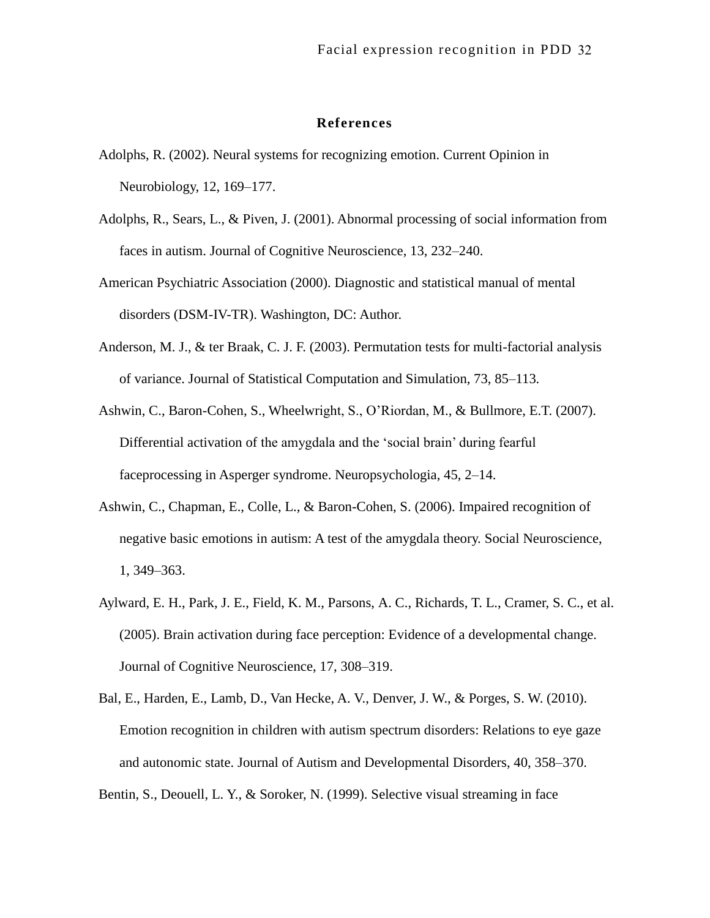## References

Adolphs, R. (2002). Neural systems for recognizing emotion. Current Opinion in Neurobiology, 12, 169–177.

Adolphs, R., Sears, L., & Piven, J. (2001). Abnormal processing of social information from faces in autism. Journal of Cognitive Neuroscience, 13, 232–240.

American Psychiatric Association (2000). Diagnostic and statistical manual of mental disorders (DSM-IV-TR). Washington, DC: Author.

Anderson, M. J., & ter Braak, C. J. F. (2003). Permutation tests for multi-factorial analysis of variance. Journal of Statistical Computation and Simulation, 73, 85–113.

Ashwin, C., Baron-Cohen, S., Wheelwright, S., O'Riordan, M., & Bullmore, E.T. (2007). Differential activation of the amygdala and the 'social brain' during fearful faceprocessing in Asperger syndrome. Neuropsychologia, 45, 2–14.

Ashwin, C., Chapman, E., Colle, L., & Baron-Cohen, S. (2006). Impaired recognition of negative basic emotions in autism: A test of the amygdala theory. Social Neuroscience, 1, 349–363.

Aylward, E. H., Park, J. E., Field, K. M., Parsons, A. C., Richards, T. L., Cramer, S. C., et al. (2005). Brain activation during face perception: Evidence of a developmental change. Journal of Cognitive Neuroscience, 17, 308–319.

Bal, E., Harden, E., Lamb, D., Van Hecke, A. V., Denver, J. W., & Porges, S. W. (2010). Emotion recognition in children with autism spectrum disorders: Relations to eye gaze and autonomic state. Journal of Autism and Developmental Disorders, 40, 358–370.

Bentin, S., Deouell, L. Y., & Soroker, N. (1999). Selective visual streaming in face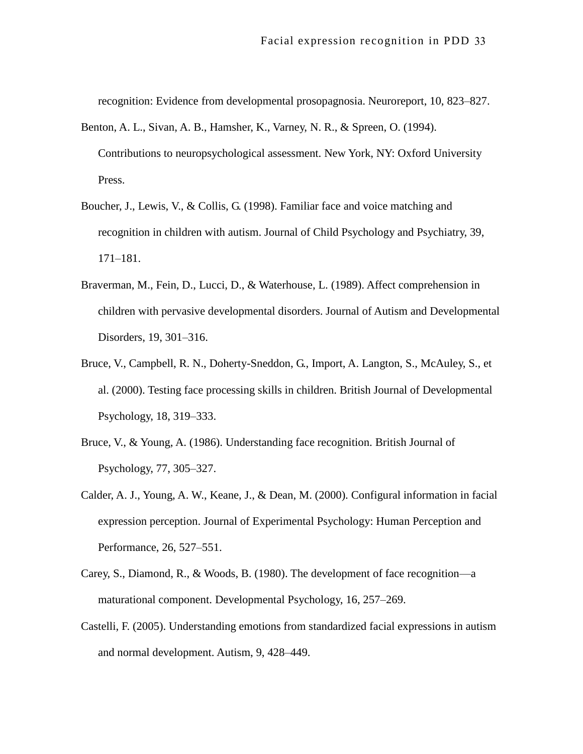recognition: Evidence from developmental prosopagnosia. Neuroreport, 10, 823–827.

Benton, A. L., Sivan, A. B., Hamsher, K., Varney, N. R., & Spreen, O. (1994). Contributions to neuropsychological assessment. New York, NY: Oxford University Press.

Boucher, J., Lewis, V., & Collis, G. (1998). Familiar face and voice matching and recognition in children with autism. Journal of Child Psychology and Psychiatry, 39, 171–181.

Braverman, M., Fein, D., Lucci, D., & Waterhouse, L. (1989). Affect comprehension in children with pervasive developmental disorders. Journal of Autism and Developmental Disorders, 19, 301–316.

Bruce, V., Campbell, R. N., Doherty-Sneddon, G., Import, A. Langton, S., McAuley, S., et al. (2000). Testing face processing skills in children. British Journal of Developmental Psychology, 18, 319–333.

Bruce, V., & Young, A. (1986). Understanding face recognition. British Journal of Psychology, 77, 305–327.

Calder, A. J., Young, A. W., Keane, J., & Dean, M. (2000). Configural information in facial expression perception. Journal of Experimental Psychology: Human Perception and Performance, 26, 527–551.

Carey, S., Diamond, R., & Woods, B. (1980). The development of face recognition—a maturational component. Developmental Psychology, 16, 257–269.

Castelli, F. (2005). Understanding emotions from standardized facial expressions in autism and normal development. Autism, 9, 428–449.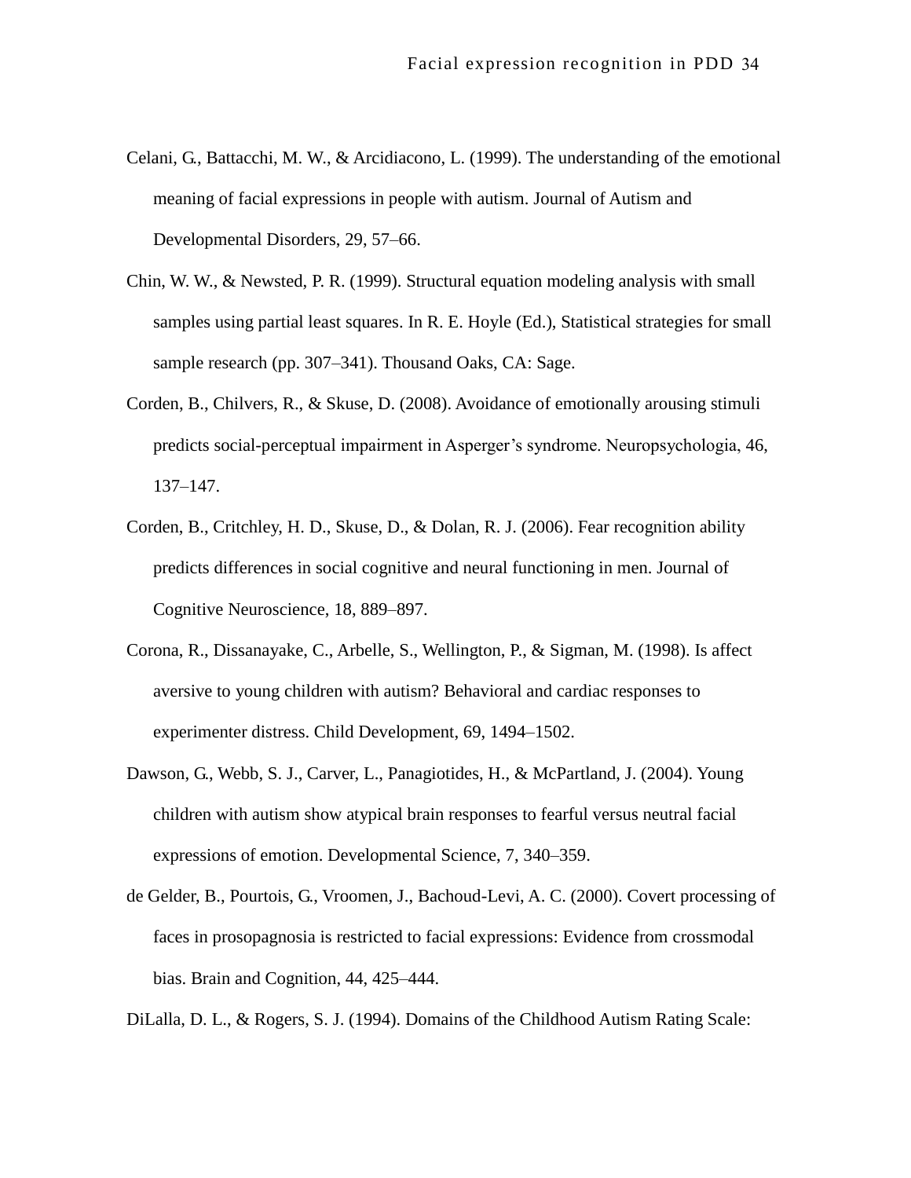Celani, G., Battacchi, M. W., & Arcidiacono, L. (1999). The understanding of the emotional meaning of facial expressions in people with autism. Journal of Autism and Developmental Disorders, 29, 57–66.

Chin, W. W., & Newsted, P. R. (1999). Structural equation modeling analysis with small samples using partial least squares. In R. E. Hoyle (Ed.), Statistical strategies for small sample research (pp. 307–341). Thousand Oaks, CA: Sage.

Corden, B., Chilvers, R., & Skuse, D. (2008). Avoidance of emotionally arousing stimuli predicts social-perceptual impairment in Asperger's syndrome. Neuropsychologia, 46, 137–147.

Corden, B., Critchley, H. D., Skuse, D., & Dolan, R. J. (2006). Fear recognition ability predicts differences in social cognitive and neural functioning in men. Journal of Cognitive Neuroscience, 18, 889–897.

Corona, R., Dissanayake, C., Arbelle, S., Wellington, P., & Sigman, M. (1998). Is affect aversive to young children with autism? Behavioral and cardiac responses to experimenter distress. Child Development, 69, 1494–1502.

Dawson, G., Webb, S. J., Carver, L., Panagiotides, H., & McPartland, J. (2004). Young children with autism show atypical brain responses to fearful versus neutral facial expressions of emotion. Developmental Science, 7, 340–359.

de Gelder, B., Pourtois, G., Vroomen, J., Bachoud-Levi, A. C. (2000). Covert processing of faces in prosopagnosia is restricted to facial expressions: Evidence from crossmodal bias. Brain and Cognition, 44, 425–444.

DiLalla, D. L., & Rogers, S. J. (1994). Domains of the Childhood Autism Rating Scale: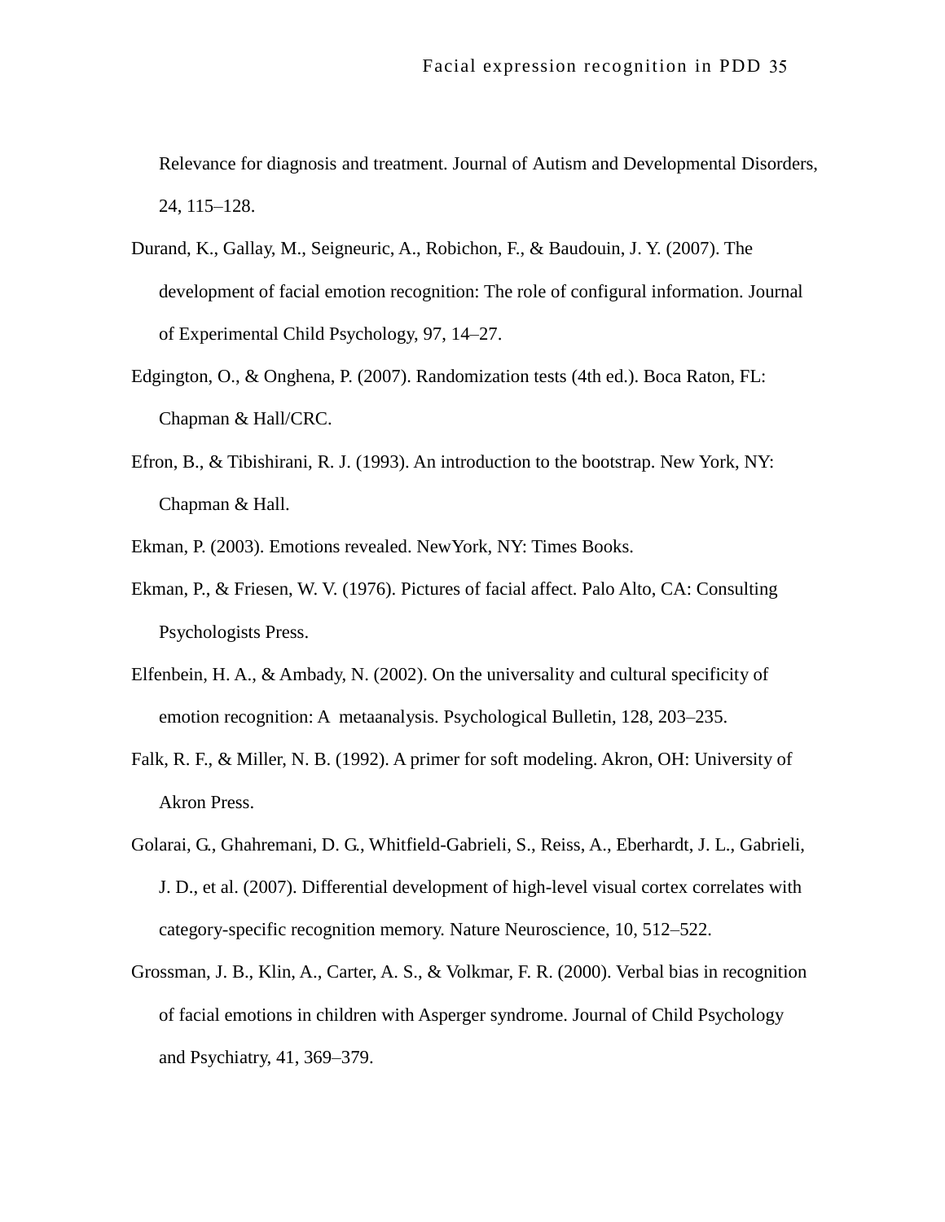Relevance for diagnosis and treatment. Journal of Autism and Developmental Disorders, 24, 115–128.

Durand, K., Gallay, M., Seigneuric, A., Robichon, F., & Baudouin, J. Y. (2007). The development of facial emotion recognition: The role of configural information. Journal of Experimental Child Psychology, 97, 14–27.

Edgington, O., & Onghena, P. (2007). Randomization tests (4th ed.). Boca Raton, FL: Chapman & Hall/CRC.

Efron, B., & Tibishirani, R. J. (1993). An introduction to the bootstrap. New York, NY: Chapman & Hall.

Ekman, P. (2003). Emotions revealed. NewYork, NY: Times Books.

Ekman, P., & Friesen, W. V. (1976). Pictures of facial affect. Palo Alto, CA: Consulting Psychologists Press.

Elfenbein, H. A., & Ambady, N. (2002). On the universality and cultural specificity of emotion recognition: A metaanalysis. Psychological Bulletin, 128, 203–235.

Falk, R. F., & Miller, N. B. (1992). A primer for soft modeling. Akron, OH: University of Akron Press.

Golarai, G., Ghahremani, D. G., Whitfield-Gabrieli, S., Reiss, A., Eberhardt, J. L., Gabrieli, J. D., et al. (2007). Differential development of high-level visual cortex correlates with category-specific recognition memory. Nature Neuroscience, 10, 512–522.

Grossman, J. B., Klin, A., Carter, A. S., & Volkmar, F. R. (2000). Verbal bias in recognition of facial emotions in children with Asperger syndrome. Journal of Child Psychology and Psychiatry, 41, 369–379.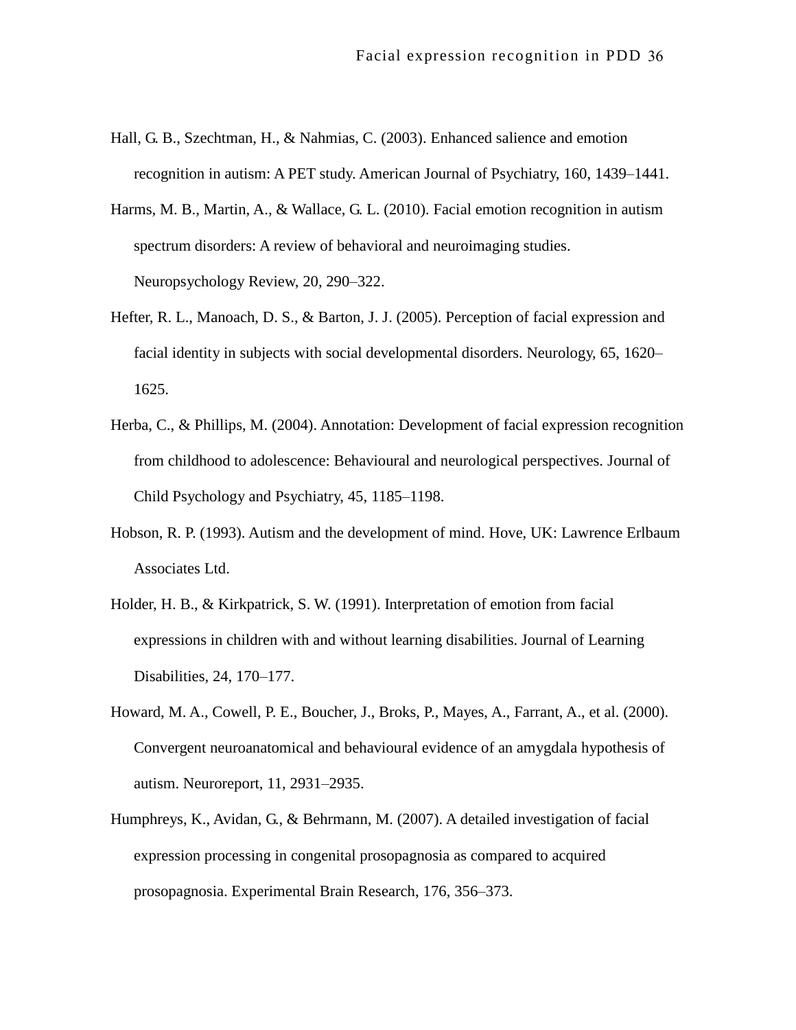Hall, G. B., Szechtman, H., & Nahmias, C. (2003). Enhanced salience and emotion recognition in autism: A PET study. American Journal of Psychiatry, 160, 1439–1441.

Harms, M. B., Martin, A., & Wallace, G. L. (2010). Facial emotion recognition in autism spectrum disorders: A review of behavioral and neuroimaging studies. Neuropsychology Review, 20, 290–322.

Hefter, R. L., Manoach, D. S., & Barton, J. J. (2005). Perception of facial expression and facial identity in subjects with social developmental disorders. Neurology, 65, 1620–1625.

Herba, C., & Phillips, M. (2004). Annotation: Development of facial expression recognition from childhood to adolescence: Behavioural and neurological perspectives. Journal of Child Psychology and Psychiatry, 45, 1185–1198.

Hobson, R. P. (1993). Autism and the development of mind. Hove, UK: Lawrence Erlbaum Associates Ltd.

Holder, H. B., & Kirkpatrick, S. W. (1991). Interpretation of emotion from facial expressions in children with and without learning disabilities. Journal of Learning Disabilities, 24, 170–177.

Howard, M. A., Cowell, P. E., Boucher, J., Broks, P., Mayes, A., Farrant, A., et al. (2000). Convergent neuroanatomical and behavioural evidence of an amygdala hypothesis of autism. Neuroreport, 11, 2931–2935.

Humphreys, K., Avidan, G., & Behrmann, M. (2007). A detailed investigation of facial expression processing in congenital prosopagnosia as compared to acquired prosopagnosia. Experimental Brain Research, 176, 356–373.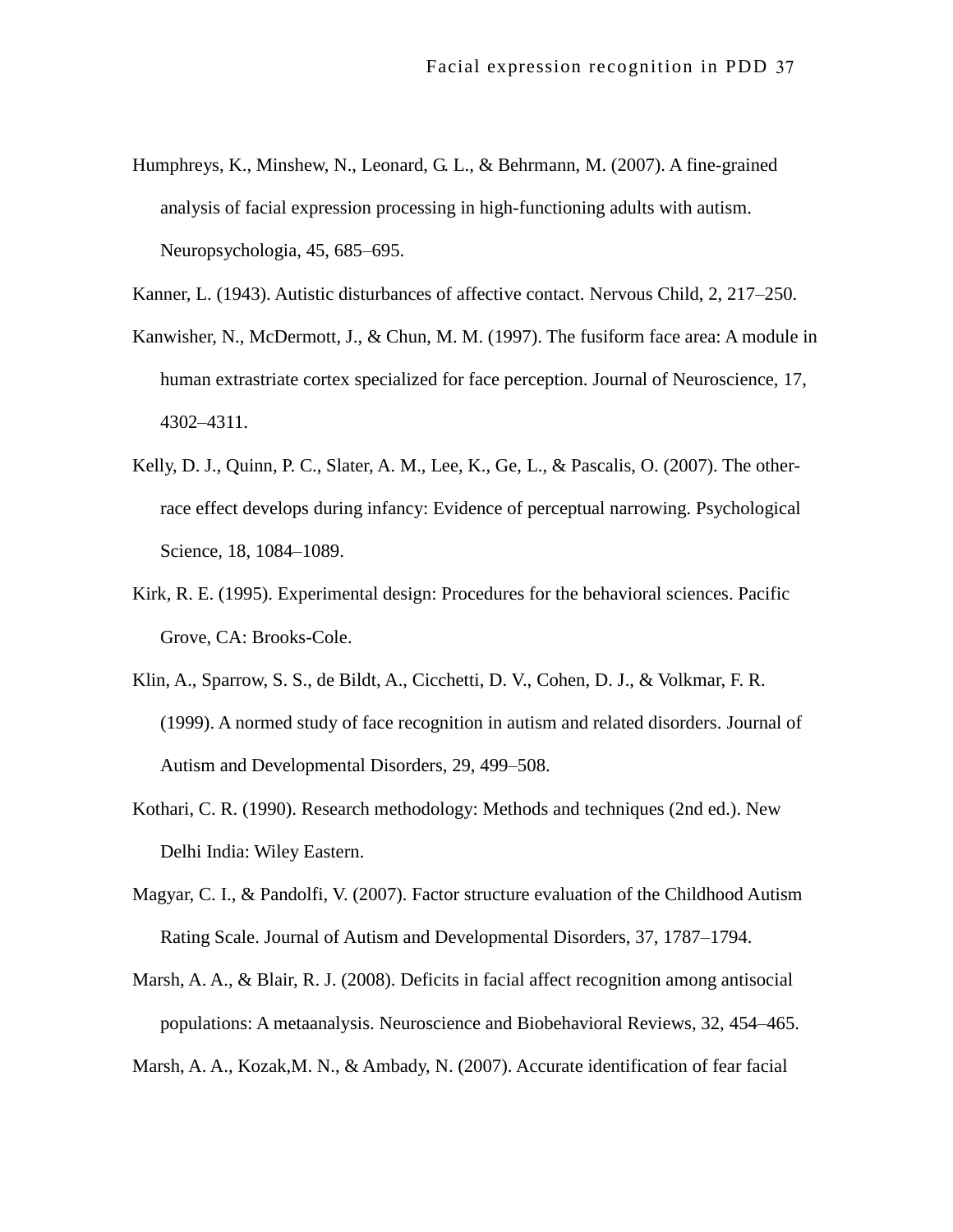Humphreys, K., Minshew, N., Leonard, G. L., & Behrmann, M. (2007). A fine-grained analysis of facial expression processing in high-functioning adults with autism. Neuropsychologia, 45, 685–695.

Kanner, L. (1943). Autistic disturbances of affective contact. Nervous Child, 2, 217–250.

Kanwisher, N., McDermott, J., & Chun, M. M. (1997). The fusiform face area: A module in human extrastriate cortex specialized for face perception. Journal of Neuroscience, 17, 4302–4311.

Kelly, D. J., Quinn, P. C., Slater, A. M., Lee, K., Ge, L., & Pascalis, O. (2007). The other-race effect develops during infancy: Evidence of perceptual narrowing. Psychological Science, 18, 1084–1089.

Kirk, R. E. (1995). Experimental design: Procedures for the behavioral sciences. Pacific Grove, CA: Brooks-Cole.

Klin, A., Sparrow, S. S., de Bildt, A., Cicchetti, D. V., Cohen, D. J., & Volkmar, F. R. (1999). A normed study of face recognition in autism and related disorders. Journal of Autism and Developmental Disorders, 29, 499–508.

Kothari, C. R. (1990). Research methodology: Methods and techniques (2nd ed.). New Delhi India: Wiley Eastern.

Magyar, C. I., & Pandolfi, V. (2007). Factor structure evaluation of the Childhood Autism Rating Scale. Journal of Autism and Developmental Disorders, 37, 1787–1794.

Marsh, A. A., & Blair, R. J. (2008). Deficits in facial affect recognition among antisocial populations: A metaanalysis. Neuroscience and Biobehavioral Reviews, 32, 454–465.

Marsh, A. A., Kozak,M. N., & Ambady, N. (2007). Accurate identification of fear facial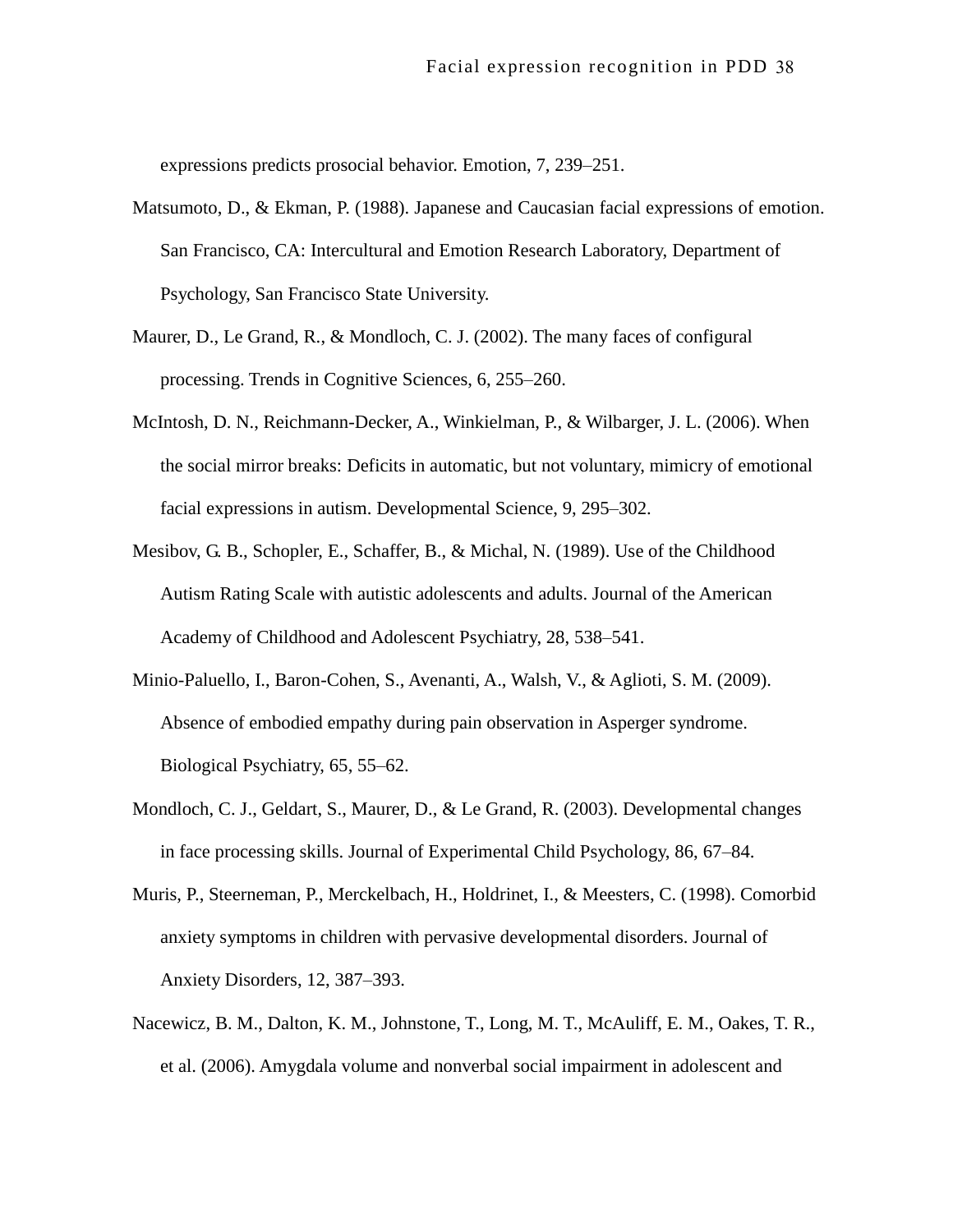expressions predicts prosocial behavior. Emotion, 7, 239–251.

Matsumoto, D., & Ekman, P. (1988). Japanese and Caucasian facial expressions of emotion. San Francisco, CA: Intercultural and Emotion Research Laboratory, Department of Psychology, San Francisco State University.

Maurer, D., Le Grand, R., & Mondloch, C. J. (2002). The many faces of configural processing. Trends in Cognitive Sciences, 6, 255–260.

McIntosh, D. N., Reichmann-Decker, A., Winkielman, P., & Wilbarger, J. L. (2006). When the social mirror breaks: Deficits in automatic, but not voluntary, mimicry of emotional facial expressions in autism. Developmental Science, 9, 295–302.

Mesibov, G. B., Schopler, E., Schaffer, B., & Michal, N. (1989). Use of the Childhood Autism Rating Scale with autistic adolescents and adults. Journal of the American Academy of Childhood and Adolescent Psychiatry, 28, 538–541.

Minio-Paluello, I., Baron-Cohen, S., Avenanti, A., Walsh, V., & Aglioti, S. M. (2009). Absence of embodied empathy during pain observation in Asperger syndrome. Biological Psychiatry, 65, 55–62.

Mondloch, C. J., Geldart, S., Maurer, D., & Le Grand, R. (2003). Developmental changes in face processing skills. Journal of Experimental Child Psychology, 86, 67–84.

Muris, P., Steerneman, P., Merckelbach, H., Holdrinet, I., & Meesters, C. (1998). Comorbid anxiety symptoms in children with pervasive developmental disorders. Journal of Anxiety Disorders, 12, 387–393.

Nacewicz, B. M., Dalton, K. M., Johnstone, T., Long, M. T., McAuliff, E. M., Oakes, T. R., et al. (2006). Amygdala volume and nonverbal social impairment in adolescent and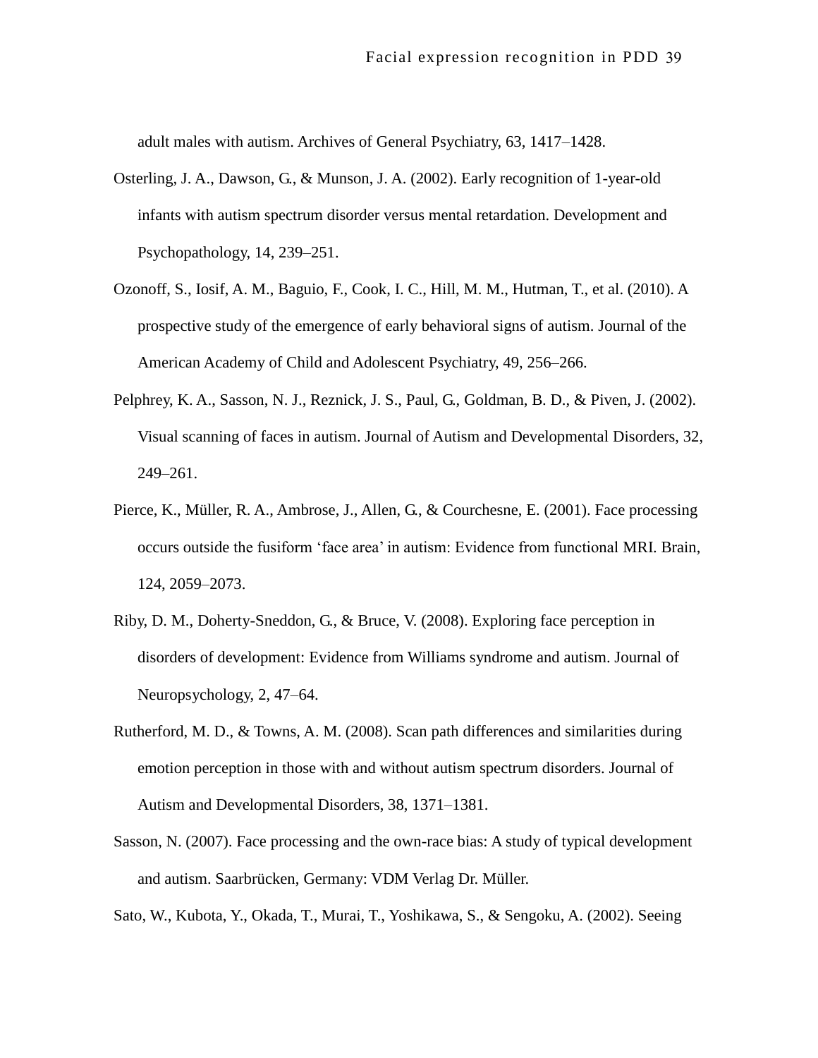adult males with autism. Archives of General Psychiatry, 63, 1417–1428.

Osterling, J. A., Dawson, G., & Munson, J. A. (2002). Early recognition of 1-year-old infants with autism spectrum disorder versus mental retardation. Development and Psychopathology, 14, 239–251.

Ozonoff, S., Iosif, A. M., Baguio, F., Cook, I. C., Hill, M. M., Hutman, T., et al. (2010). A prospective study of the emergence of early behavioral signs of autism. Journal of the American Academy of Child and Adolescent Psychiatry, 49, 256–266.

Pelphrey, K. A., Sasson, N. J., Reznick, J. S., Paul, G., Goldman, B. D., & Piven, J. (2002). Visual scanning of faces in autism. Journal of Autism and Developmental Disorders, 32, 249–261.

Pierce, K., Müller, R. A., Ambrose, J., Allen, G., & Courchesne, E. (2001). Face processing occurs outside the fusiform 'face area' in autism: Evidence from functional MRI. Brain, 124, 2059–2073.

Riby, D. M., Doherty-Sneddon, G., & Bruce, V. (2008). Exploring face perception in disorders of development: Evidence from Williams syndrome and autism. Journal of Neuropsychology, 2, 47–64.

Rutherford, M. D., & Towns, A. M. (2008). Scan path differences and similarities during emotion perception in those with and without autism spectrum disorders. Journal of Autism and Developmental Disorders, 38, 1371–1381.

Sasson, N. (2007). Face processing and the own-race bias: A study of typical development and autism. Saarbrücken, Germany: VDM Verlag Dr. Müller.

Sato, W., Kubota, Y., Okada, T., Murai, T., Yoshikawa, S., & Sengoku, A. (2002). Seeing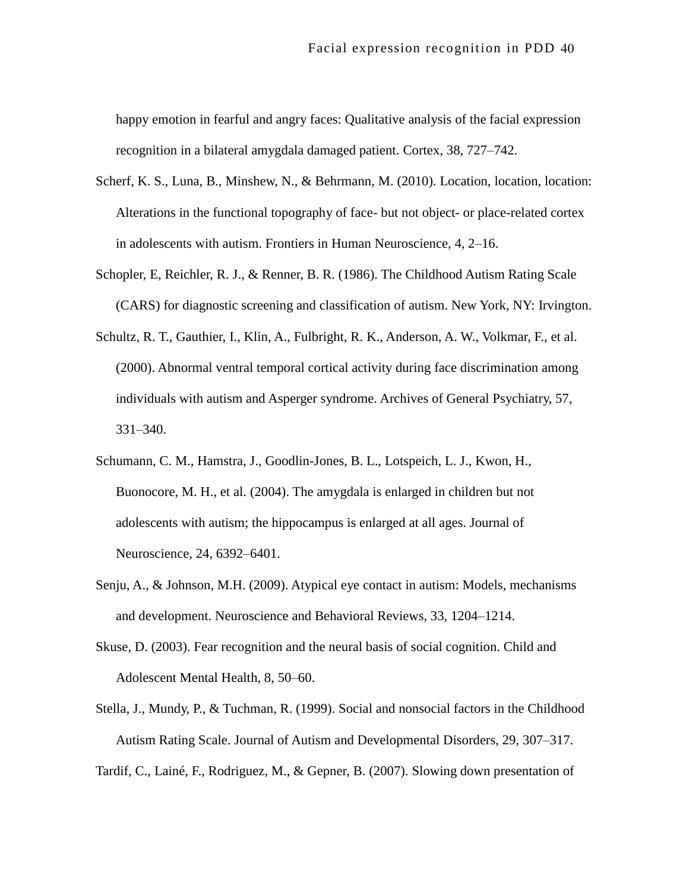happy emotion in fearful and angry faces: Qualitative analysis of the facial expression recognition in a bilateral amygdala damaged patient. Cortex, 38, 727–742.

Scherf, K. S., Luna, B., Minshew, N., & Behrmann, M. (2010). Location, location, location: Alterations in the functional topography of face- but not object- or place-related cortex in adolescents with autism. Frontiers in Human Neuroscience, 4, 2–16.

Schopler, E, Reichler, R. J., & Renner, B. R. (1986). The Childhood Autism Rating Scale (CARS) for diagnostic screening and classification of autism. New York, NY: Irvington.

Schultz, R. T., Gauthier, I., Klin, A., Fulbright, R. K., Anderson, A. W., Volkmar, F., et al. (2000). Abnormal ventral temporal cortical activity during face discrimination among individuals with autism and Asperger syndrome. Archives of General Psychiatry, 57, 331–340.

Schumann, C. M., Hamstra, J., Goodlin-Jones, B. L., Lotspeich, L. J., Kwon, H., Buonocore, M. H., et al. (2004). The amygdala is enlarged in children but not adolescents with autism; the hippocampus is enlarged at all ages. Journal of Neuroscience, 24, 6392–6401.

Senju, A., & Johnson, M.H. (2009). Atypical eye contact in autism: Models, mechanisms and development. Neuroscience and Behavioral Reviews, 33, 1204–1214.

Skuse, D. (2003). Fear recognition and the neural basis of social cognition. Child and Adolescent Mental Health, 8, 50–60.

Stella, J., Mundy, P., & Tuchman, R. (1999). Social and nonsocial factors in the Childhood Autism Rating Scale. Journal of Autism and Developmental Disorders, 29, 307–317.

Tardif, C., Lainé, F., Rodriguez, M., & Gepner, B. (2007). Slowing down presentation of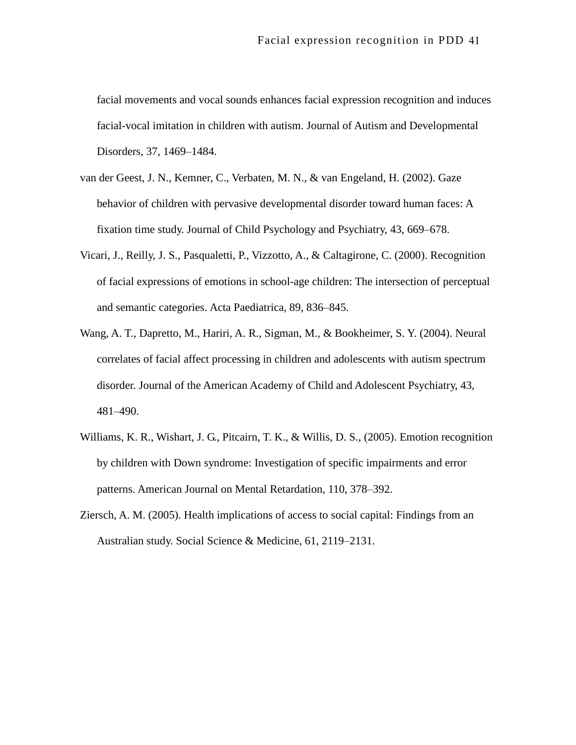facial movements and vocal sounds enhances facial expression recognition and induces facial-vocal imitation in children with autism. Journal of Autism and Developmental Disorders, 37, 1469–1484.

van der Geest, J. N., Kemner, C., Verbaten, M. N., & van Engeland, H. (2002). Gaze behavior of children with pervasive developmental disorder toward human faces: A fixation time study. Journal of Child Psychology and Psychiatry, 43, 669–678.

Vicari, J., Reilly, J. S., Pasqualetti, P., Vizzotto, A., & Caltagirone, C. (2000). Recognition of facial expressions of emotions in school-age children: The intersection of perceptual and semantic categories. Acta Paediatrica, 89, 836–845.

Wang, A. T., Dapretto, M., Hariri, A. R., Sigman, M., & Bookheimer, S. Y. (2004). Neural correlates of facial affect processing in children and adolescents with autism spectrum disorder. Journal of the American Academy of Child and Adolescent Psychiatry, 43, 481–490.

Williams, K. R., Wishart, J. G., Pitcairn, T. K., & Willis, D. S., (2005). Emotion recognition by children with Down syndrome: Investigation of specific impairments and error patterns. American Journal on Mental Retardation, 110, 378–392.

Ziersch, A. M. (2005). Health implications of access to social capital: Findings from an Australian study. Social Science & Medicine, 61, 2119–2131.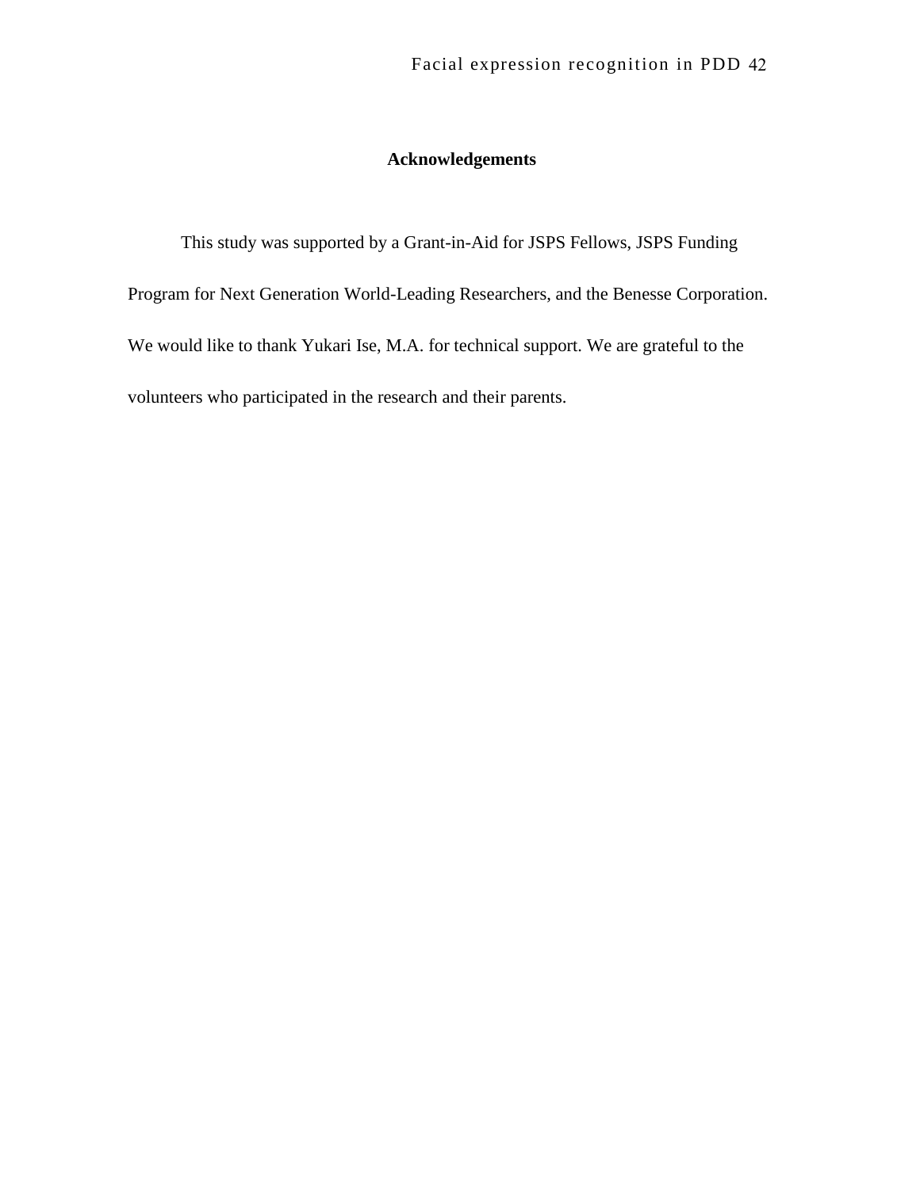## Acknowledgements

This study was supported by a Grant-in-Aid for JSPS Fellows, JSPS Funding Program for Next Generation World-Leading Researchers, and the Benesse Corporation. We would like to thank Yukari Ise, M.A. for technical support. We are grateful to the volunteers who participated in the research and their parents.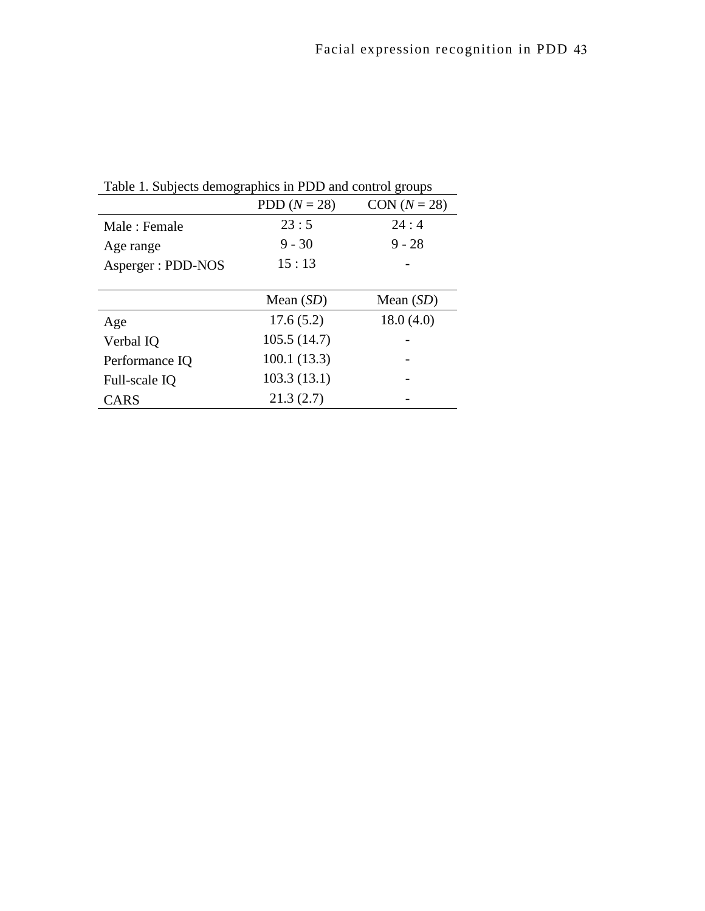Table 1. Subjects demographics in PDD and control groups

| | PDD (*N* = 28) | CON (*N* = 28) |
|---|---|---|
| Male : Female | 23 : 5 | 24 : 4 |
| Age range | 9 - 30 | 9 - 28 |
| Asperger : PDD-NOS | 15 : 13 | - |
| | Mean (*SD*) | Mean (*SD*) |
| Age | 17.6 (5.2) | 18.0 (4.0) |
| Verbal IQ | 105.5 (14.7) | - |
| Performance IQ | 100.1 (13.3) | - |
| Full-scale IQ | 103.3 (13.1) | - |
| CARS | 21.3 (2.7) | - |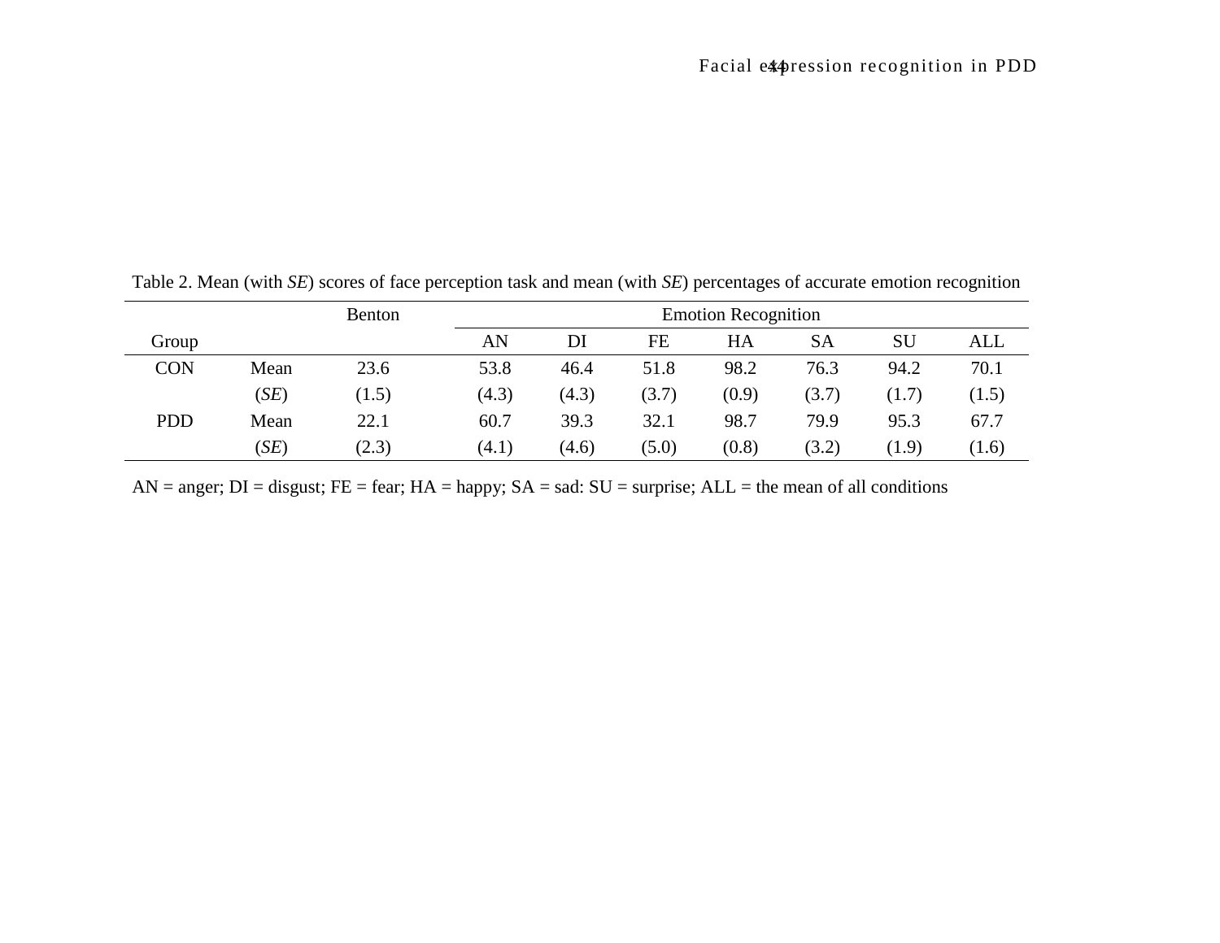Table 2. Mean (with *SE*) scores of face perception task and mean (with *SE*) percentages of accurate emotion recognition

| | | Benton | Emotion Recognition | | | | | | |
|---|---|---|---|---|---|---|---|---|---|
| Group | | | AN | DI | FE | HA | SA | SU | ALL |
| CON | Mean | 23.6 | 53.8 | 46.4 | 51.8 | 98.2 | 76.3 | 94.2 | 70.1 |
| | (*SE*) | (1.5) | (4.3) | (4.3) | (3.7) | (0.9) | (3.7) | (1.7) | (1.5) |
| PDD | Mean | 22.1 | 60.7 | 39.3 | 32.1 | 98.7 | 79.9 | 95.3 | 67.7 |
| | (*SE*) | (2.3) | (4.1) | (4.6) | (5.0) | (0.8) | (3.2) | (1.9) | (1.6) |

AN = anger; DI = disgust; FE = fear; HA = happy; SA = sad: SU = surprise; ALL = the mean of all conditions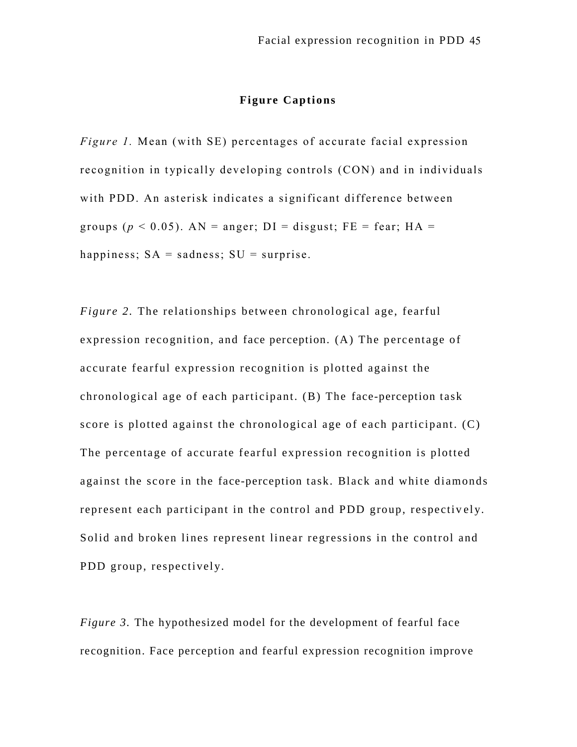## Figure Captions

*Figure 1.* Mean (with SE) percentages of accurate facial expression recognition in typically developing controls (CON) and in individuals with PDD. An asterisk indicates a significant difference between groups ($p < 0.05$). AN = anger; DI = disgust; FE = fear; HA = happiness; SA = sadness; SU = surprise.

*Figure 2.* The relationships between chronological age, fearful expression recognition, and face perception. (A) The percentage of accurate fearful expression recognition is plotted against the chronological age of each participant. (B) The face-perception task score is plotted against the chronological age of each participant. (C) The percentage of accurate fearful expression recognition is plotted against the score in the face-perception task. Black and white diamonds represent each participant in the control and PDD group, respectively. Solid and broken lines represent linear regressions in the control and PDD group, respectively.

*Figure 3.* The hypothesized model for the development of fearful face recognition. Face perception and fearful expression recognition improve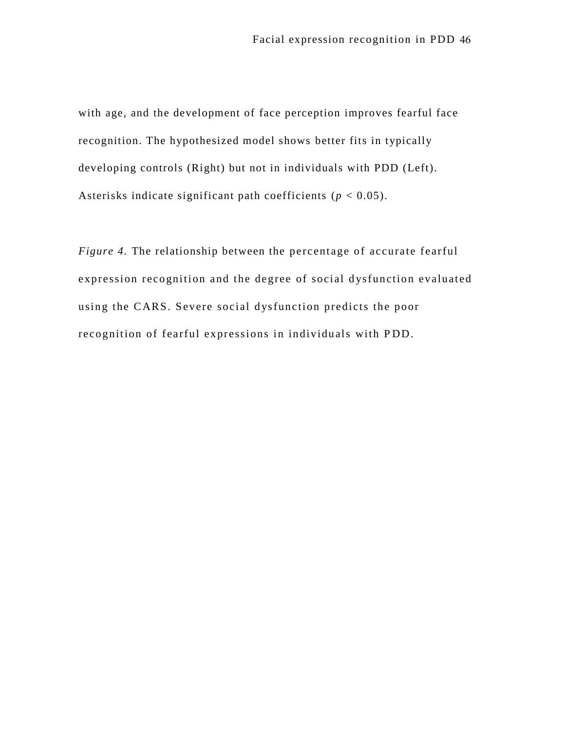with age, and the development of face perception improves fearful face recognition. The hypothesized model shows better fits in typically developing controls (Right) but not in individuals with PDD (Left). Asterisks indicate significant path coefficients ($p < 0.05$).

*Figure 4.* The relationship between the percentage of accurate fearful expression recognition and the degree of social dysfunction evaluated using the CARS. Severe social dysfunction predicts the poor recognition of fearful expressions in individuals with PDD.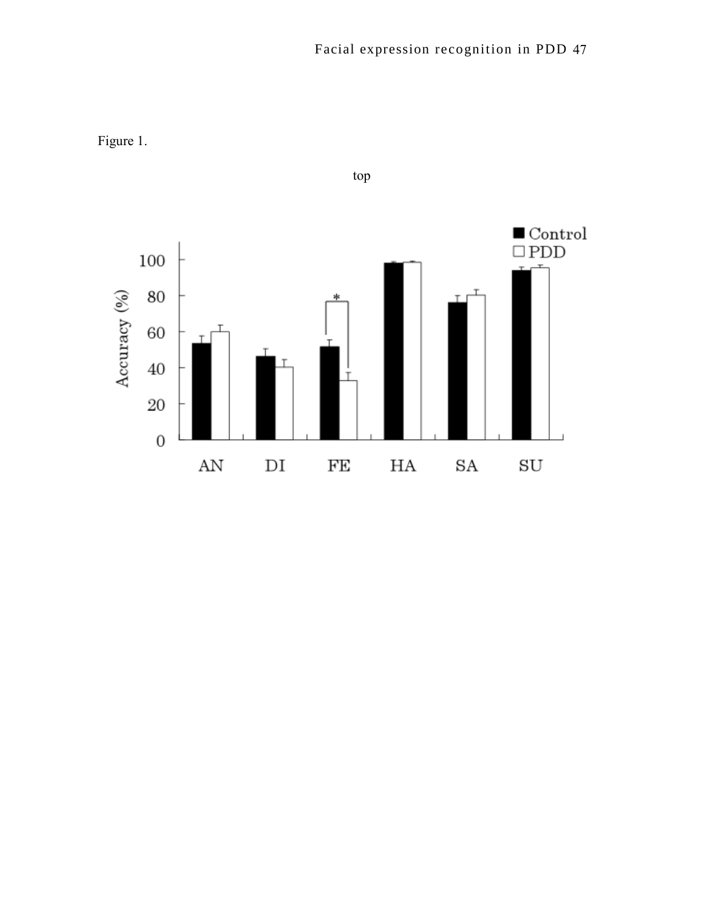Figure 1.

top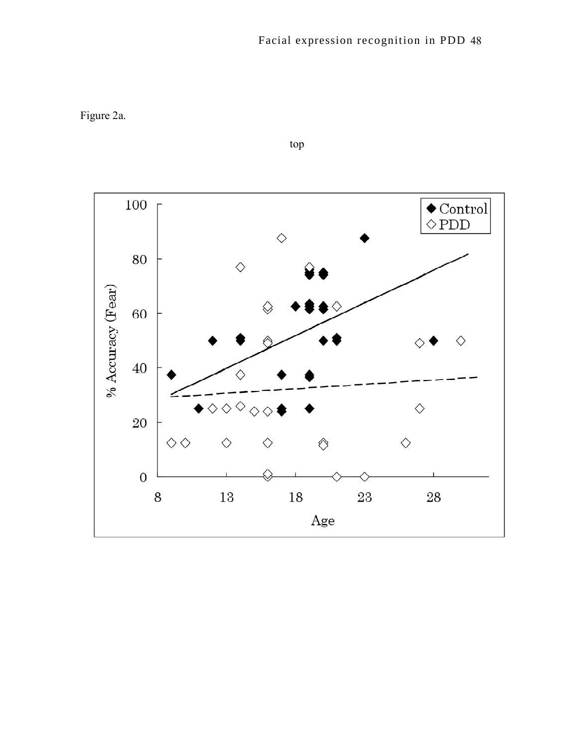Figure 2a.

top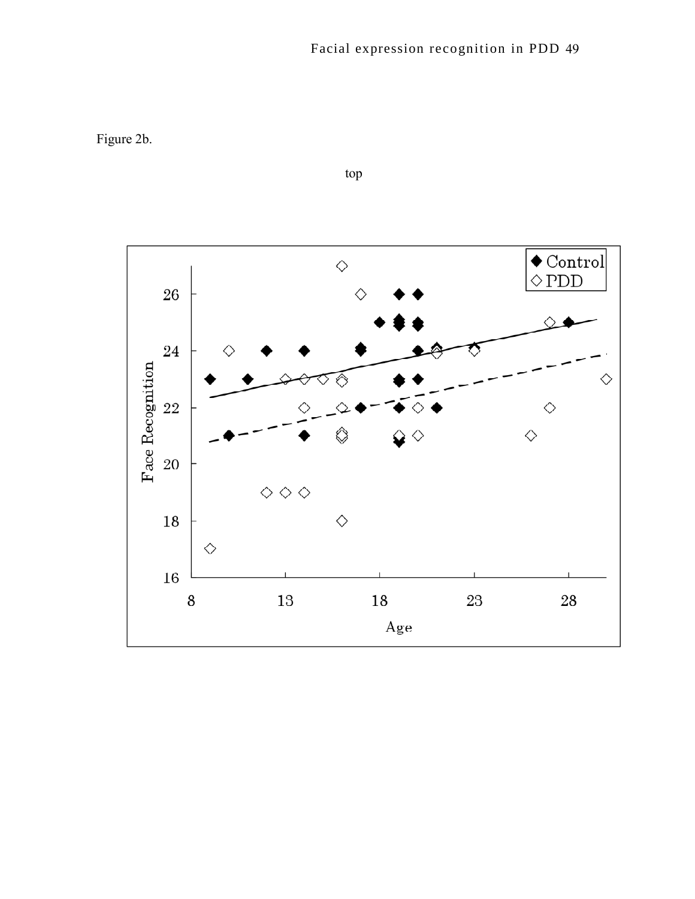Figure 2b.

top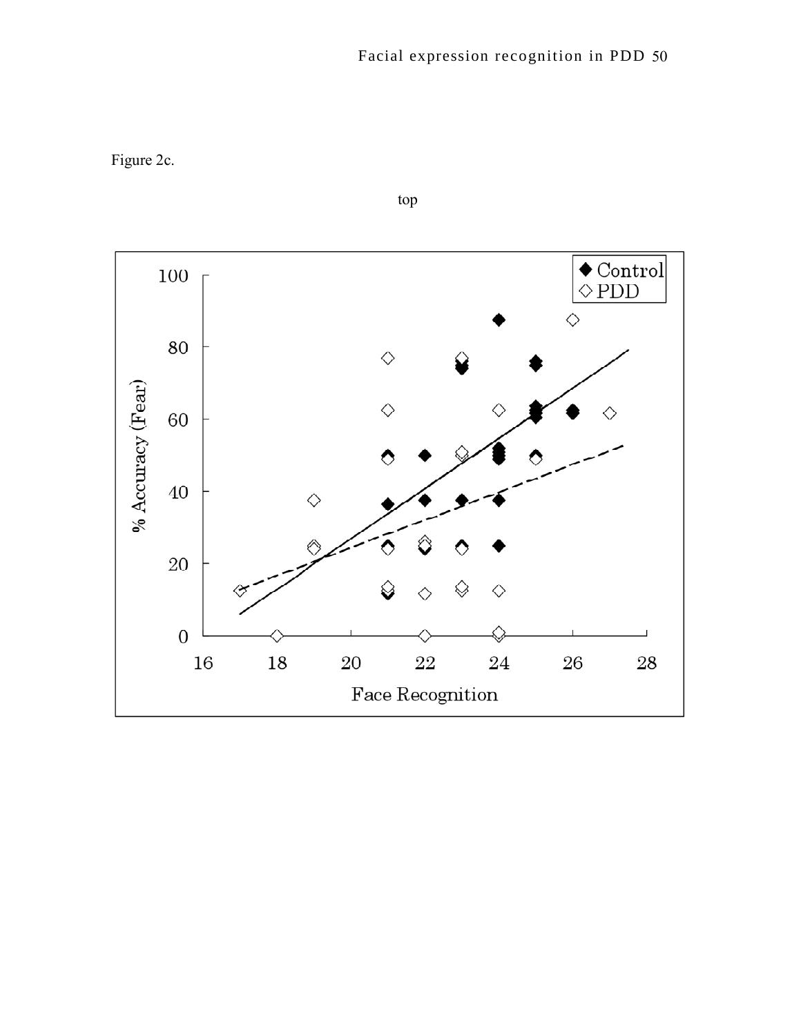Figure 2c.

top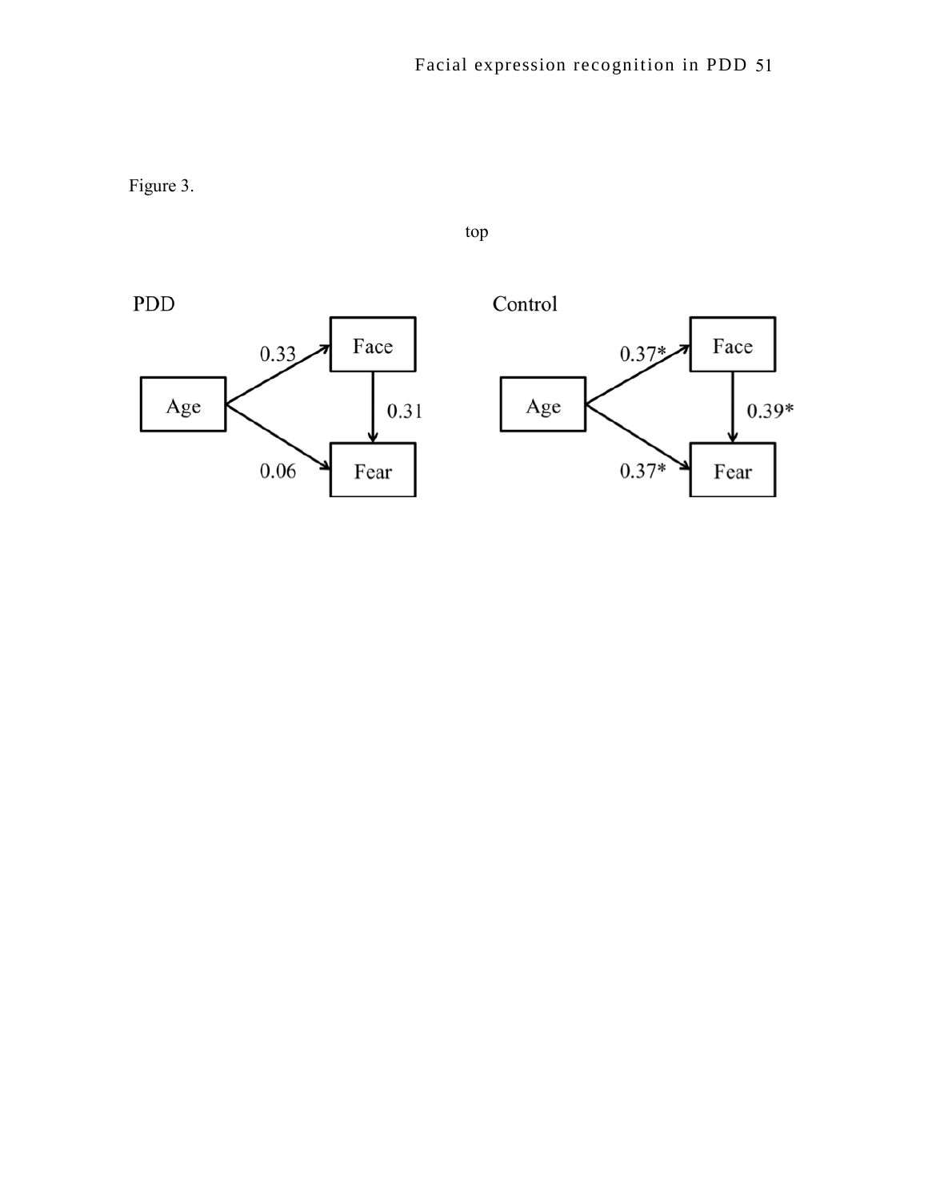Figure 3.

top

PDD

Age → Face: 0.33
Face → Fear: 0.31
Age → Fear: 0.06

Control

Age → Face: 0.37*
Face → Fear: 0.39*
Age → Fear: 0.37*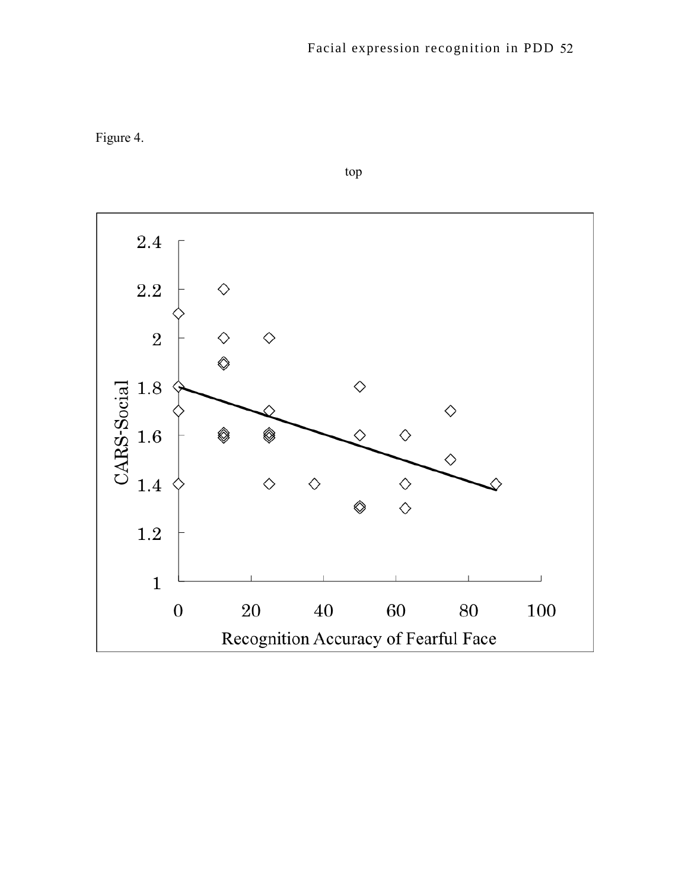Figure 4.

top

2.4
2.2
2
1.8
1.6
1.4
1.2
1

CARS-Social

0
20
40
60
80
100

Recognition Accuracy of Fearful Face